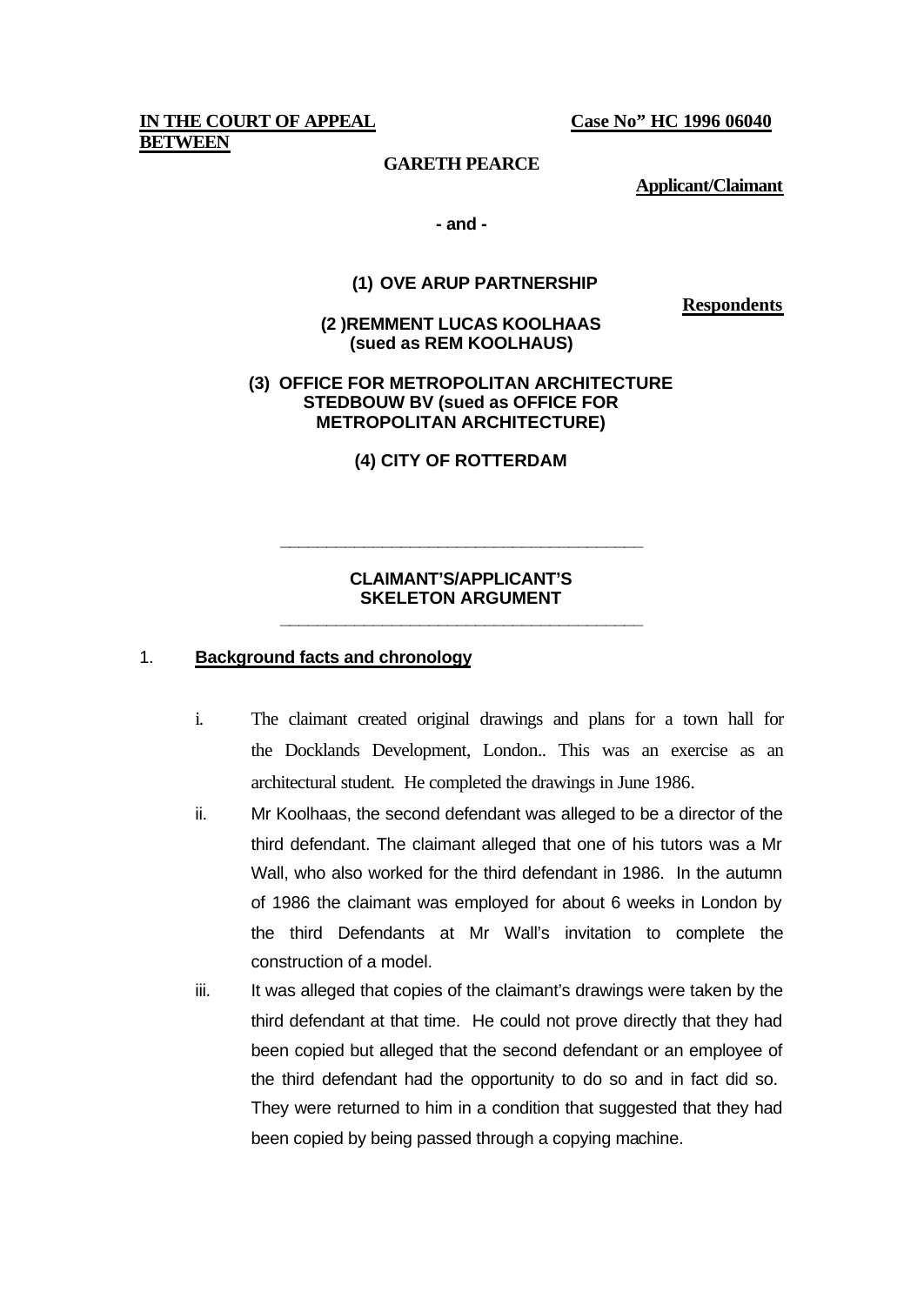**IN THE COURT OF APPEAL** **Case No" HC 1996 06040**

**BETWEEN**

**GARETH PEARCE**

**Applicant/Claimant**

**- and -**

**(1) OVE ARUP PARTNERSHIP**

**Respondents**

**(2 )REMMENT LUCAS KOOLHAAS (sued as REM KOOLHAUS)**

**(3) OFFICE FOR METROPOLITAN ARCHITECTURE STEDBOUW BV (sued as OFFICE FOR METROPOLITAN ARCHITECTURE)**

**(4) CITY OF ROTTERDAM**

---

**CLAIMANT'S/APPLICANT'S SKELETON ARGUMENT**

---

1. **Background facts and chronology**

   i. The claimant created original drawings and plans for a town hall for the Docklands Development, London.. This was an exercise as an architectural student. He completed the drawings in June 1986.

   ii. Mr Koolhaas, the second defendant was alleged to be a director of the third defendant. The claimant alleged that one of his tutors was a Mr Wall, who also worked for the third defendant in 1986. In the autumn of 1986 the claimant was employed for about 6 weeks in London by the third Defendants at Mr Wall's invitation to complete the construction of a model.

   iii. It was alleged that copies of the claimant's drawings were taken by the third defendant at that time. He could not prove directly that they had been copied but alleged that the second defendant or an employee of the third defendant had the opportunity to do so and in fact did so. They were returned to him in a condition that suggested that they had been copied by being passed through a copying machine.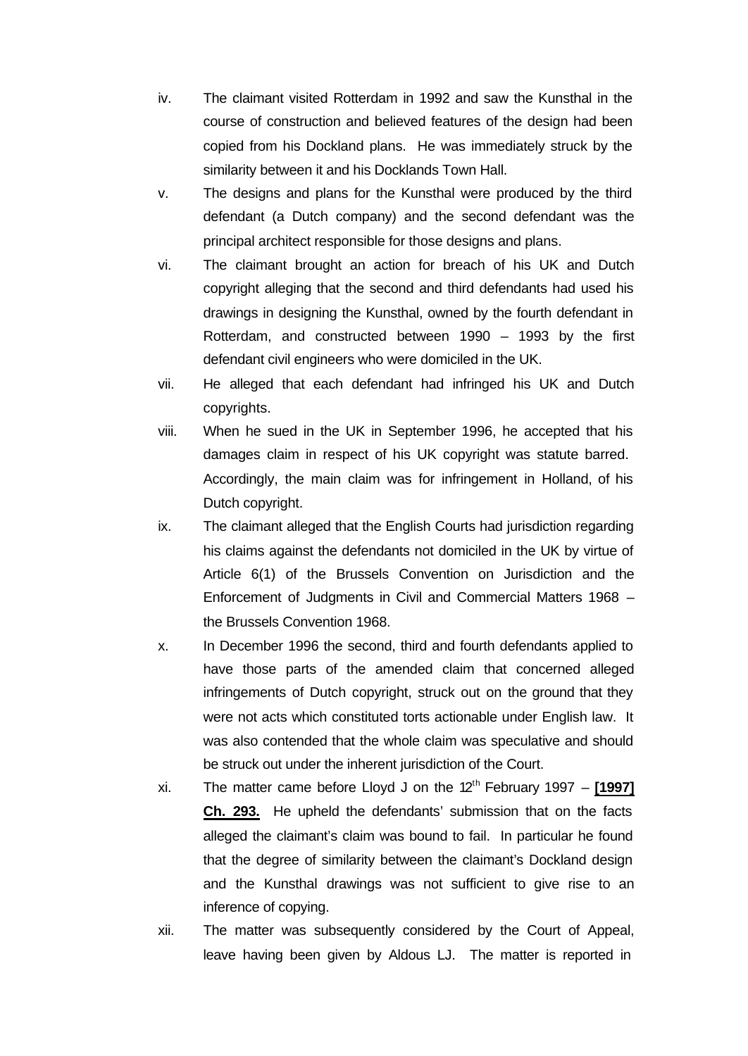iv. The claimant visited Rotterdam in 1992 and saw the Kunsthal in the course of construction and believed features of the design had been copied from his Dockland plans. He was immediately struck by the similarity between it and his Docklands Town Hall.

v. The designs and plans for the Kunsthal were produced by the third defendant (a Dutch company) and the second defendant was the principal architect responsible for those designs and plans.

vi. The claimant brought an action for breach of his UK and Dutch copyright alleging that the second and third defendants had used his drawings in designing the Kunsthal, owned by the fourth defendant in Rotterdam, and constructed between 1990 – 1993 by the first defendant civil engineers who were domiciled in the UK.

vii. He alleged that each defendant had infringed his UK and Dutch copyrights.

viii. When he sued in the UK in September 1996, he accepted that his damages claim in respect of his UK copyright was statute barred. Accordingly, the main claim was for infringement in Holland, of his Dutch copyright.

ix. The claimant alleged that the English Courts had jurisdiction regarding his claims against the defendants not domiciled in the UK by virtue of Article 6(1) of the Brussels Convention on Jurisdiction and the Enforcement of Judgments in Civil and Commercial Matters 1968 – the Brussels Convention 1968.

x. In December 1996 the second, third and fourth defendants applied to have those parts of the amended claim that concerned alleged infringements of Dutch copyright, struck out on the ground that they were not acts which constituted torts actionable under English law. It was also contended that the whole claim was speculative and should be struck out under the inherent jurisdiction of the Court.

xi. The matter came before Lloyd J on the 12th February 1997 – **[1997] Ch. 293.** He upheld the defendants' submission that on the facts alleged the claimant's claim was bound to fail. In particular he found that the degree of similarity between the claimant's Dockland design and the Kunsthal drawings was not sufficient to give rise to an inference of copying.

xii. The matter was subsequently considered by the Court of Appeal, leave having been given by Aldous LJ. The matter is reported in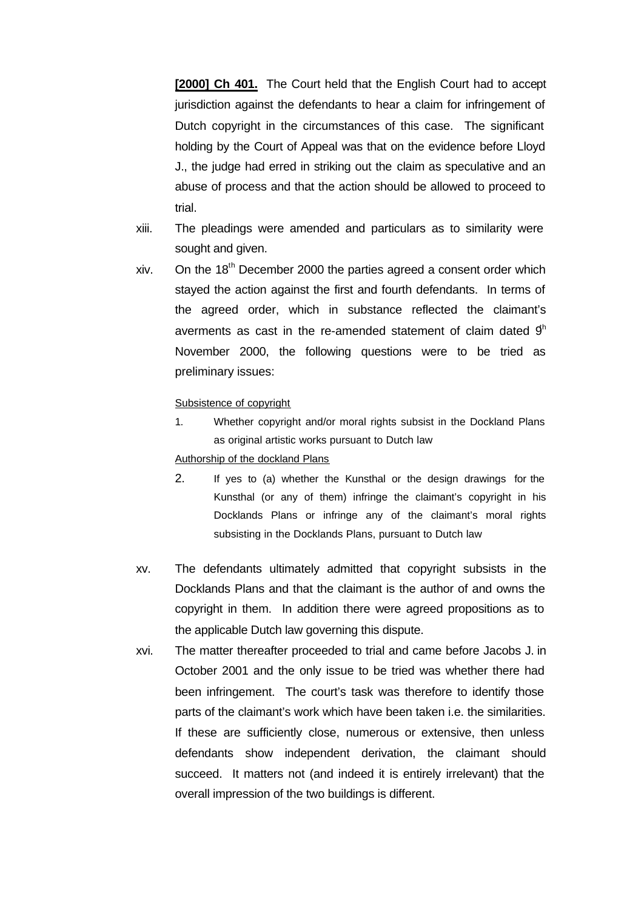**[2000] Ch 401.** The Court held that the English Court had to accept jurisdiction against the defendants to hear a claim for infringement of Dutch copyright in the circumstances of this case. The significant holding by the Court of Appeal was that on the evidence before Lloyd J., the judge had erred in striking out the claim as speculative and an abuse of process and that the action should be allowed to proceed to trial.

xiii. The pleadings were amended and particulars as to similarity were sought and given.

xiv. On the 18th December 2000 the parties agreed a consent order which stayed the action against the first and fourth defendants. In terms of the agreed order, which in substance reflected the claimant's averments as cast in the re-amended statement of claim dated 9th November 2000, the following questions were to be tried as preliminary issues:

<u>Subsistence of copyright</u>

1. Whether copyright and/or moral rights subsist in the Dockland Plans as original artistic works pursuant to Dutch law

<u>Authorship of the dockland Plans</u>

2. If yes to (a) whether the Kunsthal or the design drawings for the Kunsthal (or any of them) infringe the claimant's copyright in his Docklands Plans or infringe any of the claimant's moral rights subsisting in the Docklands Plans, pursuant to Dutch law

xv. The defendants ultimately admitted that copyright subsists in the Docklands Plans and that the claimant is the author of and owns the copyright in them. In addition there were agreed propositions as to the applicable Dutch law governing this dispute.

xvi. The matter thereafter proceeded to trial and came before Jacobs J. in October 2001 and the only issue to be tried was whether there had been infringement. The court's task was therefore to identify those parts of the claimant's work which have been taken i.e. the similarities. If these are sufficiently close, numerous or extensive, then unless defendants show independent derivation, the claimant should succeed. It matters not (and indeed it is entirely irrelevant) that the overall impression of the two buildings is different.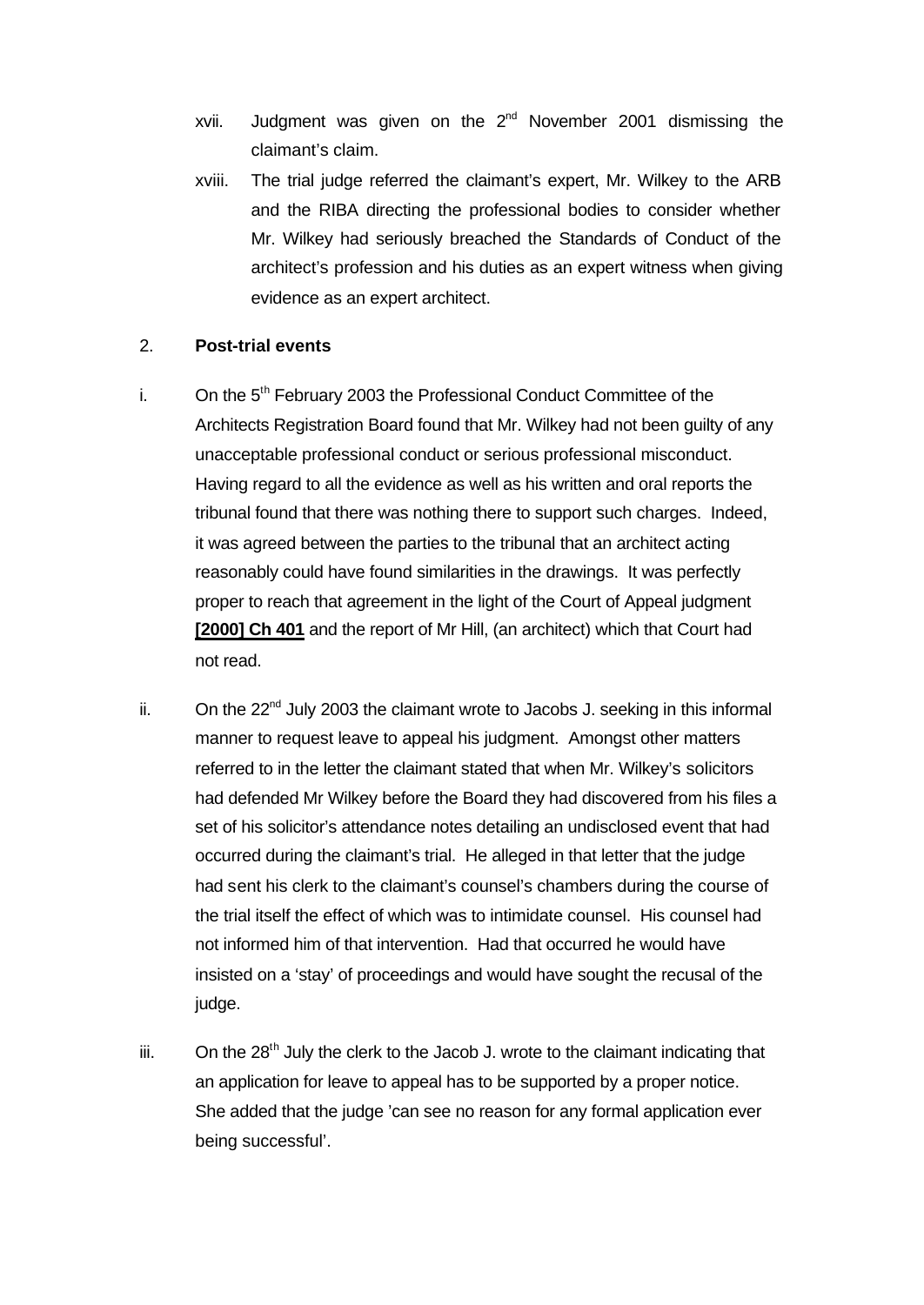xvii. Judgment was given on the 2nd November 2001 dismissing the claimant's claim.

xviii. The trial judge referred the claimant's expert, Mr. Wilkey to the ARB and the RIBA directing the professional bodies to consider whether Mr. Wilkey had seriously breached the Standards of Conduct of the architect's profession and his duties as an expert witness when giving evidence as an expert architect.

2. **Post-trial events**

i. On the 5th February 2003 the Professional Conduct Committee of the Architects Registration Board found that Mr. Wilkey had not been guilty of any unacceptable professional conduct or serious professional misconduct. Having regard to all the evidence as well as his written and oral reports the tribunal found that there was nothing there to support such charges. Indeed, it was agreed between the parties to the tribunal that an architect acting reasonably could have found similarities in the drawings. It was perfectly proper to reach that agreement in the light of the Court of Appeal judgment **[2000] Ch 401** and the report of Mr Hill, (an architect) which that Court had not read.

ii. On the 22nd July 2003 the claimant wrote to Jacobs J. seeking in this informal manner to request leave to appeal his judgment. Amongst other matters referred to in the letter the claimant stated that when Mr. Wilkey's solicitors had defended Mr Wilkey before the Board they had discovered from his files a set of his solicitor's attendance notes detailing an undisclosed event that had occurred during the claimant's trial. He alleged in that letter that the judge had sent his clerk to the claimant's counsel's chambers during the course of the trial itself the effect of which was to intimidate counsel. His counsel had not informed him of that intervention. Had that occurred he would have insisted on a 'stay' of proceedings and would have sought the recusal of the judge.

iii. On the 28th July the clerk to the Jacob J. wrote to the claimant indicating that an application for leave to appeal has to be supported by a proper notice. She added that the judge 'can see no reason for any formal application ever being successful'.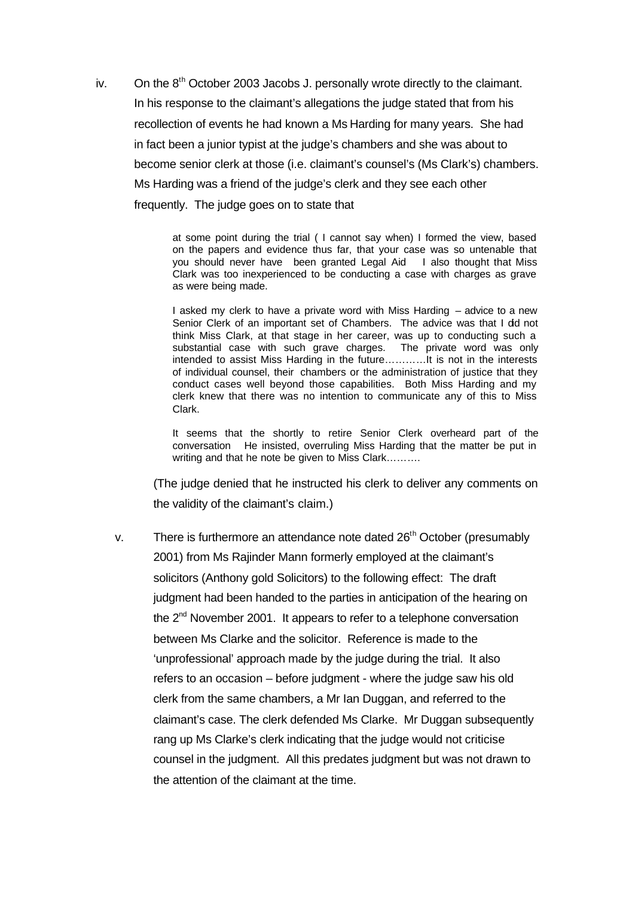iv. On the 8th October 2003 Jacobs J. personally wrote directly to the claimant. In his response to the claimant's allegations the judge stated that from his recollection of events he had known a Ms Harding for many years. She had in fact been a junior typist at the judge's chambers and she was about to become senior clerk at those (i.e. claimant's counsel's (Ms Clark's) chambers. Ms Harding was a friend of the judge's clerk and they see each other frequently. The judge goes on to state that

> at some point during the trial ( I cannot say when) I formed the view, based on the papers and evidence thus far, that your case was so untenable that you should never have been granted Legal Aid I also thought that Miss Clark was too inexperienced to be conducting a case with charges as grave as were being made.
>
> I asked my clerk to have a private word with Miss Harding – advice to a new Senior Clerk of an important set of Chambers. The advice was that I did not think Miss Clark, at that stage in her career, was up to conducting such a substantial case with such grave charges. The private word was only intended to assist Miss Harding in the future…………It is not in the interests of individual counsel, their chambers or the administration of justice that they conduct cases well beyond those capabilities. Both Miss Harding and my clerk knew that there was no intention to communicate any of this to Miss Clark.
>
> It seems that the shortly to retire Senior Clerk overheard part of the conversation He insisted, overruling Miss Harding that the matter be put in writing and that he note be given to Miss Clark……….

(The judge denied that he instructed his clerk to deliver any comments on the validity of the claimant's claim.)

v. There is furthermore an attendance note dated 26th October (presumably 2001) from Ms Rajinder Mann formerly employed at the claimant's solicitors (Anthony gold Solicitors) to the following effect: The draft judgment had been handed to the parties in anticipation of the hearing on the 2nd November 2001. It appears to refer to a telephone conversation between Ms Clarke and the solicitor. Reference is made to the 'unprofessional' approach made by the judge during the trial. It also refers to an occasion – before judgment - where the judge saw his old clerk from the same chambers, a Mr Ian Duggan, and referred to the claimant's case. The clerk defended Ms Clarke. Mr Duggan subsequently rang up Ms Clarke's clerk indicating that the judge would not criticise counsel in the judgment. All this predates judgment but was not drawn to the attention of the claimant at the time.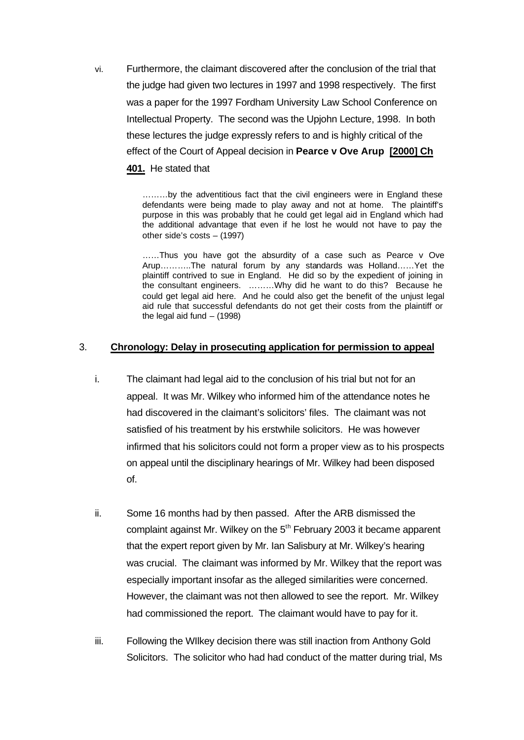vi. Furthermore, the claimant discovered after the conclusion of the trial that the judge had given two lectures in 1997 and 1998 respectively. The first was a paper for the 1997 Fordham University Law School Conference on Intellectual Property. The second was the Upjohn Lecture, 1998. In both these lectures the judge expressly refers to and is highly critical of the effect of the Court of Appeal decision in **Pearce v Ove Arup [2000] Ch 401.** He stated that

> ………by the adventitious fact that the civil engineers were in England these defendants were being made to play away and not at home. The plaintiff's purpose in this was probably that he could get legal aid in England which had the additional advantage that even if he lost he would not have to pay the other side's costs – (1997)

> ……Thus you have got the absurdity of a case such as Pearce v Ove Arup………..The natural forum by any standards was Holland……Yet the plaintiff contrived to sue in England. He did so by the expedient of joining in the consultant engineers. ………Why did he want to do this? Because he could get legal aid here. And he could also get the benefit of the unjust legal aid rule that successful defendants do not get their costs from the plaintiff or the legal aid fund – (1998)

## 3. Chronology: Delay in prosecuting application for permission to appeal

i. The claimant had legal aid to the conclusion of his trial but not for an appeal. It was Mr. Wilkey who informed him of the attendance notes he had discovered in the claimant's solicitors' files. The claimant was not satisfied of his treatment by his erstwhile solicitors. He was however infirmed that his solicitors could not form a proper view as to his prospects on appeal until the disciplinary hearings of Mr. Wilkey had been disposed of.

ii. Some 16 months had by then passed. After the ARB dismissed the complaint against Mr. Wilkey on the 5th February 2003 it became apparent that the expert report given by Mr. Ian Salisbury at Mr. Wilkey's hearing was crucial. The claimant was informed by Mr. Wilkey that the report was especially important insofar as the alleged similarities were concerned. However, the claimant was not then allowed to see the report. Mr. Wilkey had commissioned the report. The claimant would have to pay for it.

iii. Following the WIlkey decision there was still inaction from Anthony Gold Solicitors. The solicitor who had had conduct of the matter during trial, Ms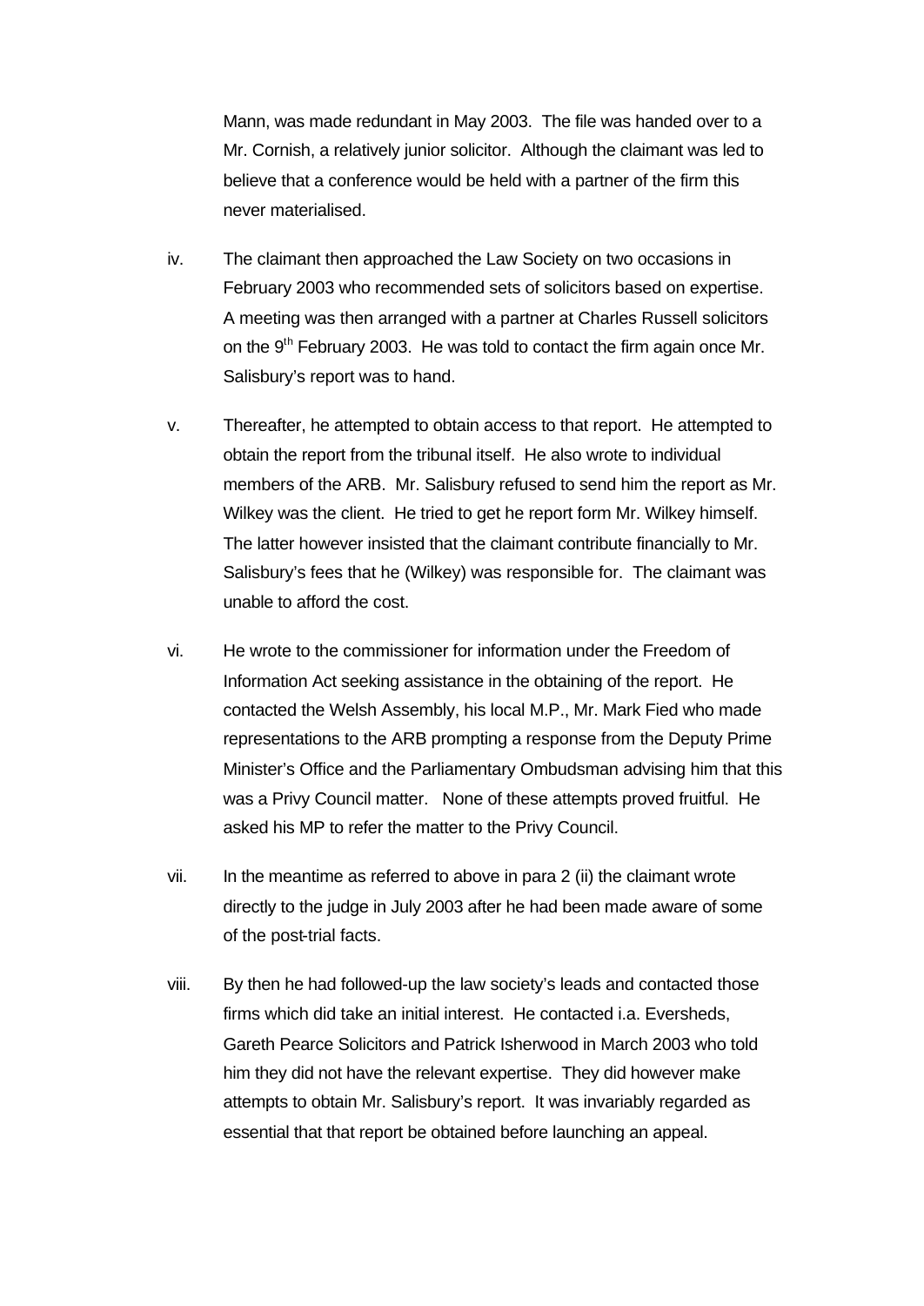Mann, was made redundant in May 2003. The file was handed over to a Mr. Cornish, a relatively junior solicitor. Although the claimant was led to believe that a conference would be held with a partner of the firm this never materialised.

iv. The claimant then approached the Law Society on two occasions in February 2003 who recommended sets of solicitors based on expertise. A meeting was then arranged with a partner at Charles Russell solicitors on the 9th February 2003. He was told to contact the firm again once Mr. Salisbury's report was to hand.

v. Thereafter, he attempted to obtain access to that report. He attempted to obtain the report from the tribunal itself. He also wrote to individual members of the ARB. Mr. Salisbury refused to send him the report as Mr. Wilkey was the client. He tried to get he report form Mr. Wilkey himself. The latter however insisted that the claimant contribute financially to Mr. Salisbury's fees that he (Wilkey) was responsible for. The claimant was unable to afford the cost.

vi. He wrote to the commissioner for information under the Freedom of Information Act seeking assistance in the obtaining of the report. He contacted the Welsh Assembly, his local M.P., Mr. Mark Fied who made representations to the ARB prompting a response from the Deputy Prime Minister's Office and the Parliamentary Ombudsman advising him that this was a Privy Council matter. None of these attempts proved fruitful. He asked his MP to refer the matter to the Privy Council.

vii. In the meantime as referred to above in para 2 (ii) the claimant wrote directly to the judge in July 2003 after he had been made aware of some of the post-trial facts.

viii. By then he had followed-up the law society's leads and contacted those firms which did take an initial interest. He contacted i.a. Eversheds, Gareth Pearce Solicitors and Patrick Isherwood in March 2003 who told him they did not have the relevant expertise. They did however make attempts to obtain Mr. Salisbury's report. It was invariably regarded as essential that that report be obtained before launching an appeal.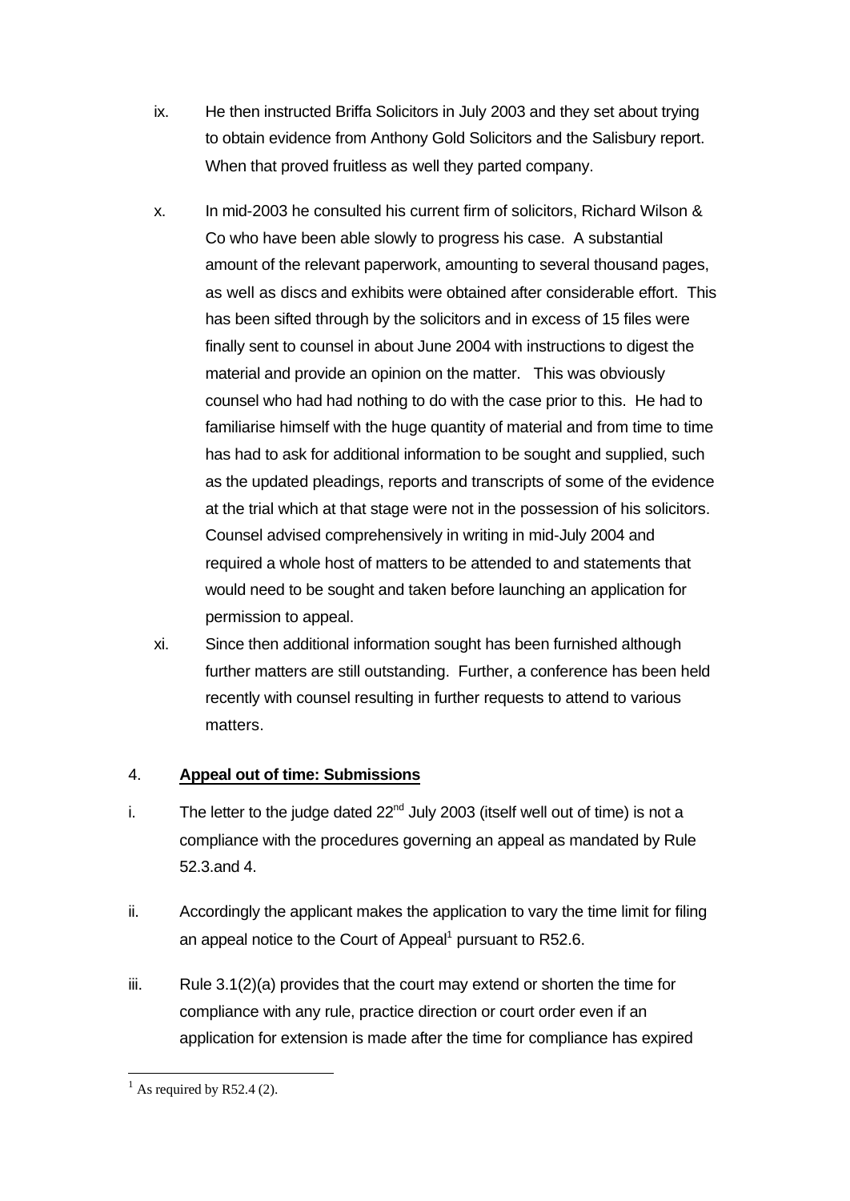ix. He then instructed Briffa Solicitors in July 2003 and they set about trying to obtain evidence from Anthony Gold Solicitors and the Salisbury report. When that proved fruitless as well they parted company.

x. In mid-2003 he consulted his current firm of solicitors, Richard Wilson & Co who have been able slowly to progress his case. A substantial amount of the relevant paperwork, amounting to several thousand pages, as well as discs and exhibits were obtained after considerable effort. This has been sifted through by the solicitors and in excess of 15 files were finally sent to counsel in about June 2004 with instructions to digest the material and provide an opinion on the matter. This was obviously counsel who had had nothing to do with the case prior to this. He had to familiarise himself with the huge quantity of material and from time to time has had to ask for additional information to be sought and supplied, such as the updated pleadings, reports and transcripts of some of the evidence at the trial which at that stage were not in the possession of his solicitors. Counsel advised comprehensively in writing in mid-July 2004 and required a whole host of matters to be attended to and statements that would need to be sought and taken before launching an application for permission to appeal.

xi. Since then additional information sought has been furnished although further matters are still outstanding. Further, a conference has been held recently with counsel resulting in further requests to attend to various matters.

4. **Appeal out of time: Submissions**

i. The letter to the judge dated 22nd July 2003 (itself well out of time) is not a compliance with the procedures governing an appeal as mandated by Rule 52.3.and 4.

ii. Accordingly the applicant makes the application to vary the time limit for filing an appeal notice to the Court of Appeal[1] pursuant to R52.6.

iii. Rule 3.1(2)(a) provides that the court may extend or shorten the time for compliance with any rule, practice direction or court order even if an application for extension is made after the time for compliance has expired

[1] As required by R52.4 (2).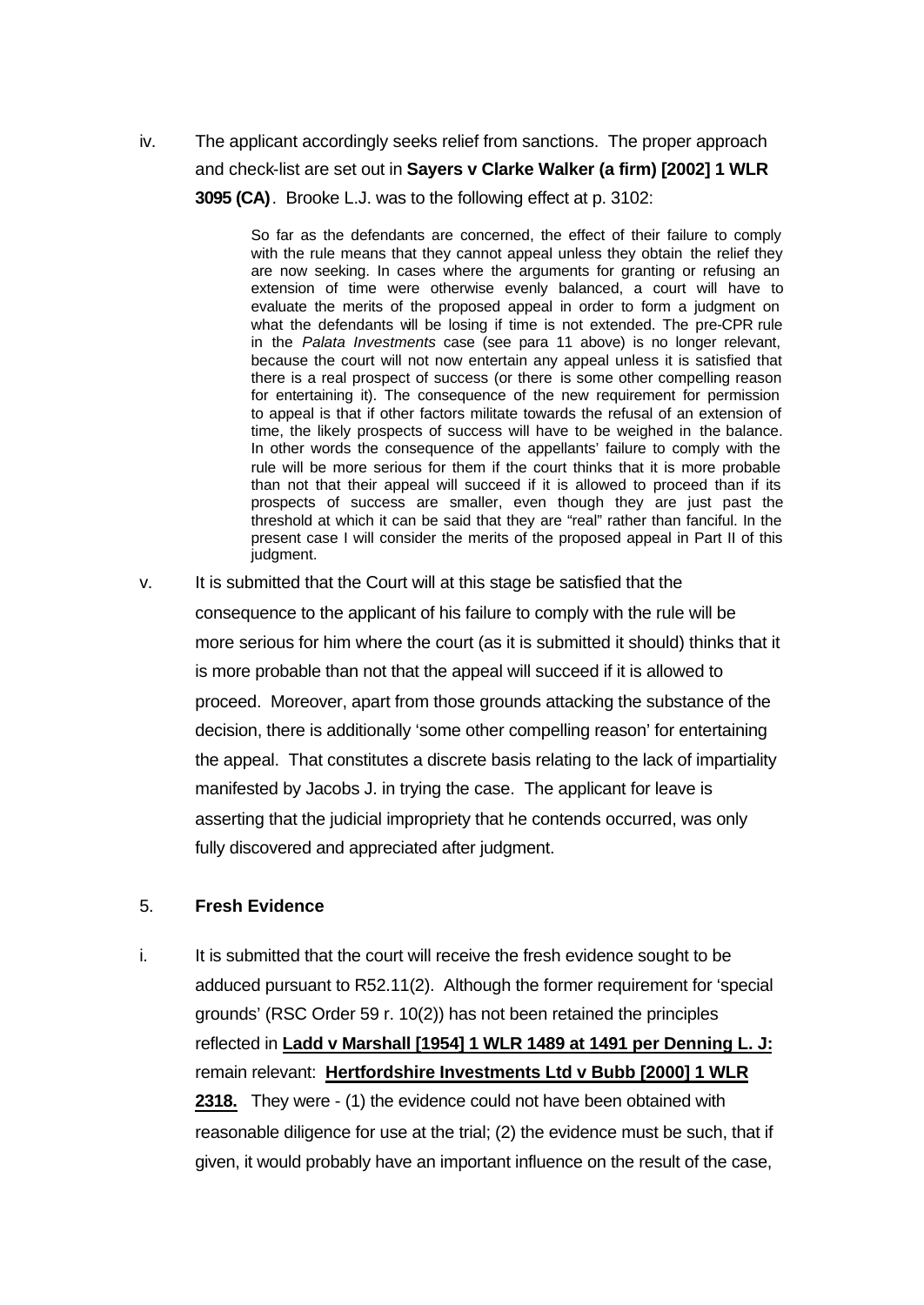iv. The applicant accordingly seeks relief from sanctions. The proper approach and check-list are set out in **Sayers v Clarke Walker (a firm) [2002] 1 WLR 3095 (CA)**. Brooke L.J. was to the following effect at p. 3102:

> So far as the defendants are concerned, the effect of their failure to comply with the rule means that they cannot appeal unless they obtain the relief they are now seeking. In cases where the arguments for granting or refusing an extension of time were otherwise evenly balanced, a court will have to evaluate the merits of the proposed appeal in order to form a judgment on what the defendants will be losing if time is not extended. The pre-CPR rule in the *Palata Investments* case (see para 11 above) is no longer relevant, because the court will not now entertain any appeal unless it is satisfied that there is a real prospect of success (or there is some other compelling reason for entertaining it). The consequence of the new requirement for permission to appeal is that if other factors militate towards the refusal of an extension of time, the likely prospects of success will have to be weighed in the balance. In other words the consequence of the appellants' failure to comply with the rule will be more serious for them if the court thinks that it is more probable than not that their appeal will succeed if it is allowed to proceed than if its prospects of success are smaller, even though they are just past the threshold at which it can be said that they are "real" rather than fanciful. In the present case I will consider the merits of the proposed appeal in Part II of this judgment.

v. It is submitted that the Court will at this stage be satisfied that the consequence to the applicant of his failure to comply with the rule will be more serious for him where the court (as it is submitted it should) thinks that it is more probable than not that the appeal will succeed if it is allowed to proceed. Moreover, apart from those grounds attacking the substance of the decision, there is additionally 'some other compelling reason' for entertaining the appeal. That constitutes a discrete basis relating to the lack of impartiality manifested by Jacobs J. in trying the case. The applicant for leave is asserting that the judicial impropriety that he contends occurred, was only fully discovered and appreciated after judgment.

5. **Fresh Evidence**

i. It is submitted that the court will receive the fresh evidence sought to be adduced pursuant to R52.11(2). Although the former requirement for 'special grounds' (RSC Order 59 r. 10(2)) has not been retained the principles reflected in **Ladd v Marshall [1954] 1 WLR 1489 at 1491 per Denning L. J:** remain relevant: **Hertfordshire Investments Ltd v Bubb [2000] 1 WLR 2318.** They were - (1) the evidence could not have been obtained with reasonable diligence for use at the trial; (2) the evidence must be such, that if given, it would probably have an important influence on the result of the case,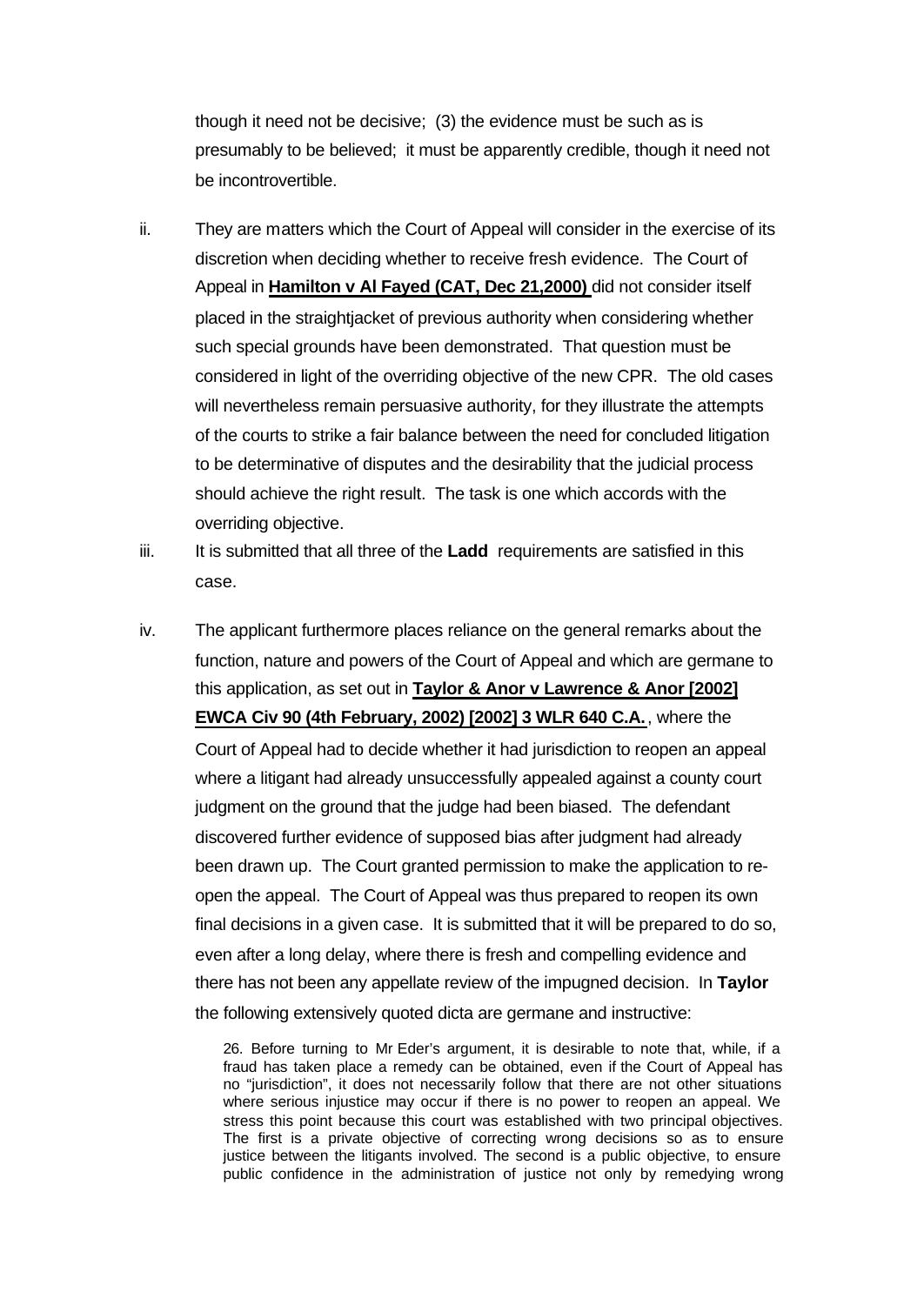though it need not be decisive; (3) the evidence must be such as is presumably to be believed; it must be apparently credible, though it need not be incontrovertible.

ii. They are matters which the Court of Appeal will consider in the exercise of its discretion when deciding whether to receive fresh evidence. The Court of Appeal in **Hamilton v Al Fayed (CAT, Dec 21,2000)** did not consider itself placed in the straightjacket of previous authority when considering whether such special grounds have been demonstrated. That question must be considered in light of the overriding objective of the new CPR. The old cases will nevertheless remain persuasive authority, for they illustrate the attempts of the courts to strike a fair balance between the need for concluded litigation to be determinative of disputes and the desirability that the judicial process should achieve the right result. The task is one which accords with the overriding objective.

iii. It is submitted that all three of the **Ladd** requirements are satisfied in this case.

iv. The applicant furthermore places reliance on the general remarks about the function, nature and powers of the Court of Appeal and which are germane to this application, as set out in **Taylor & Anor v Lawrence & Anor [2002] EWCA Civ 90 (4th February, 2002) [2002] 3 WLR 640 C.A.**, where the Court of Appeal had to decide whether it had jurisdiction to reopen an appeal where a litigant had already unsuccessfully appealed against a county court judgment on the ground that the judge had been biased. The defendant discovered further evidence of supposed bias after judgment had already been drawn up. The Court granted permission to make the application to re-open the appeal. The Court of Appeal was thus prepared to reopen its own final decisions in a given case. It is submitted that it will be prepared to do so, even after a long delay, where there is fresh and compelling evidence and there has not been any appellate review of the impugned decision. In **Taylor** the following extensively quoted dicta are germane and instructive:

> 26. Before turning to Mr Eder's argument, it is desirable to note that, while, if a fraud has taken place a remedy can be obtained, even if the Court of Appeal has no "jurisdiction", it does not necessarily follow that there are not other situations where serious injustice may occur if there is no power to reopen an appeal. We stress this point because this court was established with two principal objectives. The first is a private objective of correcting wrong decisions so as to ensure justice between the litigants involved. The second is a public objective, to ensure public confidence in the administration of justice not only by remedying wrong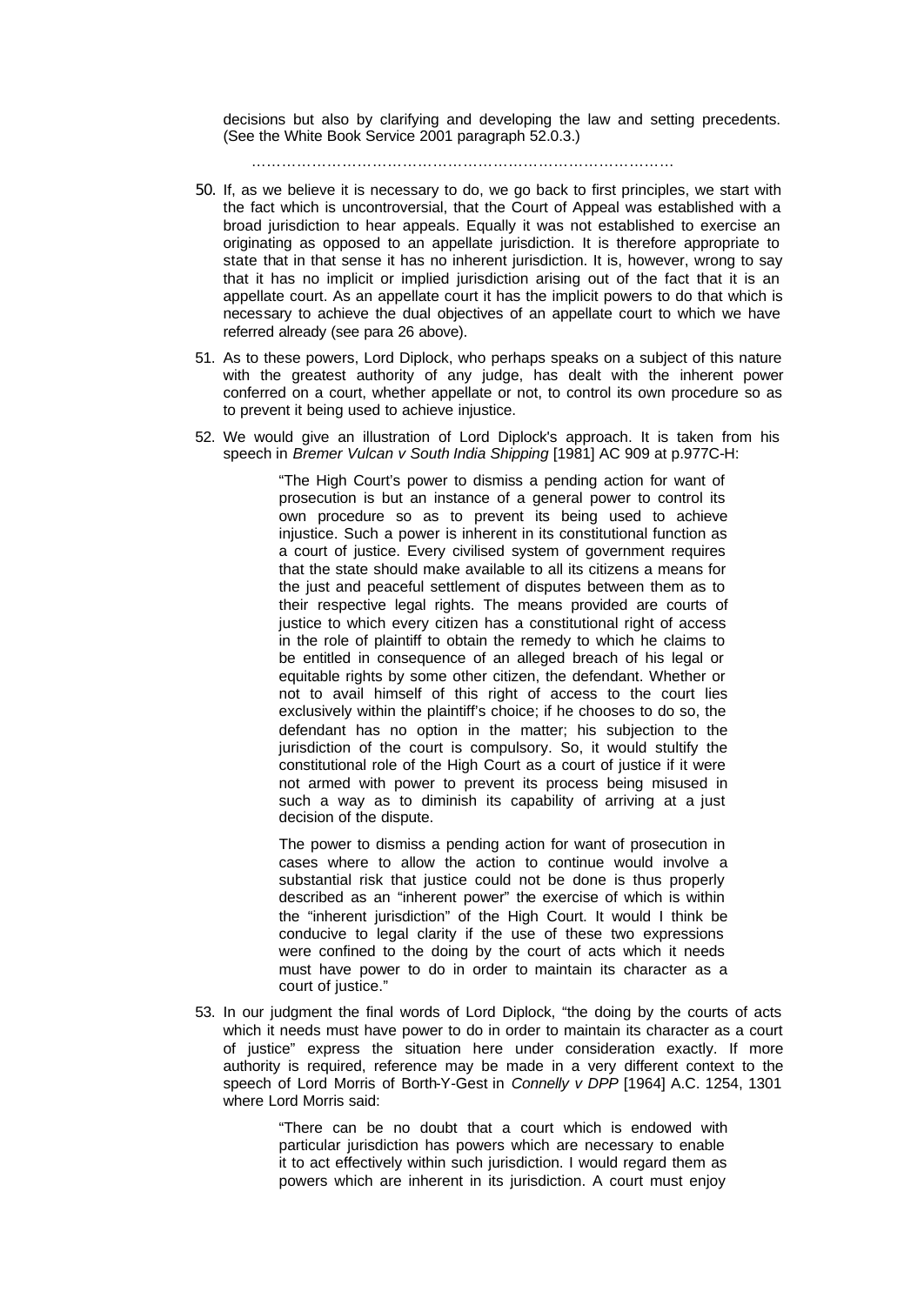decisions but also by clarifying and developing the law and setting precedents. (See the White Book Service 2001 paragraph 52.0.3.)

………………………………………………………………………

50. If, as we believe it is necessary to do, we go back to first principles, we start with the fact which is uncontroversial, that the Court of Appeal was established with a broad jurisdiction to hear appeals. Equally it was not established to exercise an originating as opposed to an appellate jurisdiction. It is therefore appropriate to state that in that sense it has no inherent jurisdiction. It is, however, wrong to say that it has no implicit or implied jurisdiction arising out of the fact that it is an appellate court. As an appellate court it has the implicit powers to do that which is necessary to achieve the dual objectives of an appellate court to which we have referred already (see para 26 above).

51. As to these powers, Lord Diplock, who perhaps speaks on a subject of this nature with the greatest authority of any judge, has dealt with the inherent power conferred on a court, whether appellate or not, to control its own procedure so as to prevent it being used to achieve injustice.

52. We would give an illustration of Lord Diplock's approach. It is taken from his speech in *Bremer Vulcan v South India Shipping* [1981] AC 909 at p.977C-H:

> "The High Court's power to dismiss a pending action for want of prosecution is but an instance of a general power to control its own procedure so as to prevent its being used to achieve injustice. Such a power is inherent in its constitutional function as a court of justice. Every civilised system of government requires that the state should make available to all its citizens a means for the just and peaceful settlement of disputes between them as to their respective legal rights. The means provided are courts of justice to which every citizen has a constitutional right of access in the role of plaintiff to obtain the remedy to which he claims to be entitled in consequence of an alleged breach of his legal or equitable rights by some other citizen, the defendant. Whether or not to avail himself of this right of access to the court lies exclusively within the plaintiff's choice; if he chooses to do so, the defendant has no option in the matter; his subjection to the jurisdiction of the court is compulsory. So, it would stultify the constitutional role of the High Court as a court of justice if it were not armed with power to prevent its process being misused in such a way as to diminish its capability of arriving at a just decision of the dispute.
>
> The power to dismiss a pending action for want of prosecution in cases where to allow the action to continue would involve a substantial risk that justice could not be done is thus properly described as an "inherent power" the exercise of which is within the "inherent jurisdiction" of the High Court. It would I think be conducive to legal clarity if the use of these two expressions were confined to the doing by the court of acts which it needs must have power to do in order to maintain its character as a court of justice."

53. In our judgment the final words of Lord Diplock, "the doing by the courts of acts which it needs must have power to do in order to maintain its character as a court of justice" express the situation here under consideration exactly. If more authority is required, reference may be made in a very different context to the speech of Lord Morris of Borth-Y-Gest in *Connelly v DPP* [1964] A.C. 1254, 1301 where Lord Morris said:

> "There can be no doubt that a court which is endowed with particular jurisdiction has powers which are necessary to enable it to act effectively within such jurisdiction. I would regard them as powers which are inherent in its jurisdiction. A court must enjoy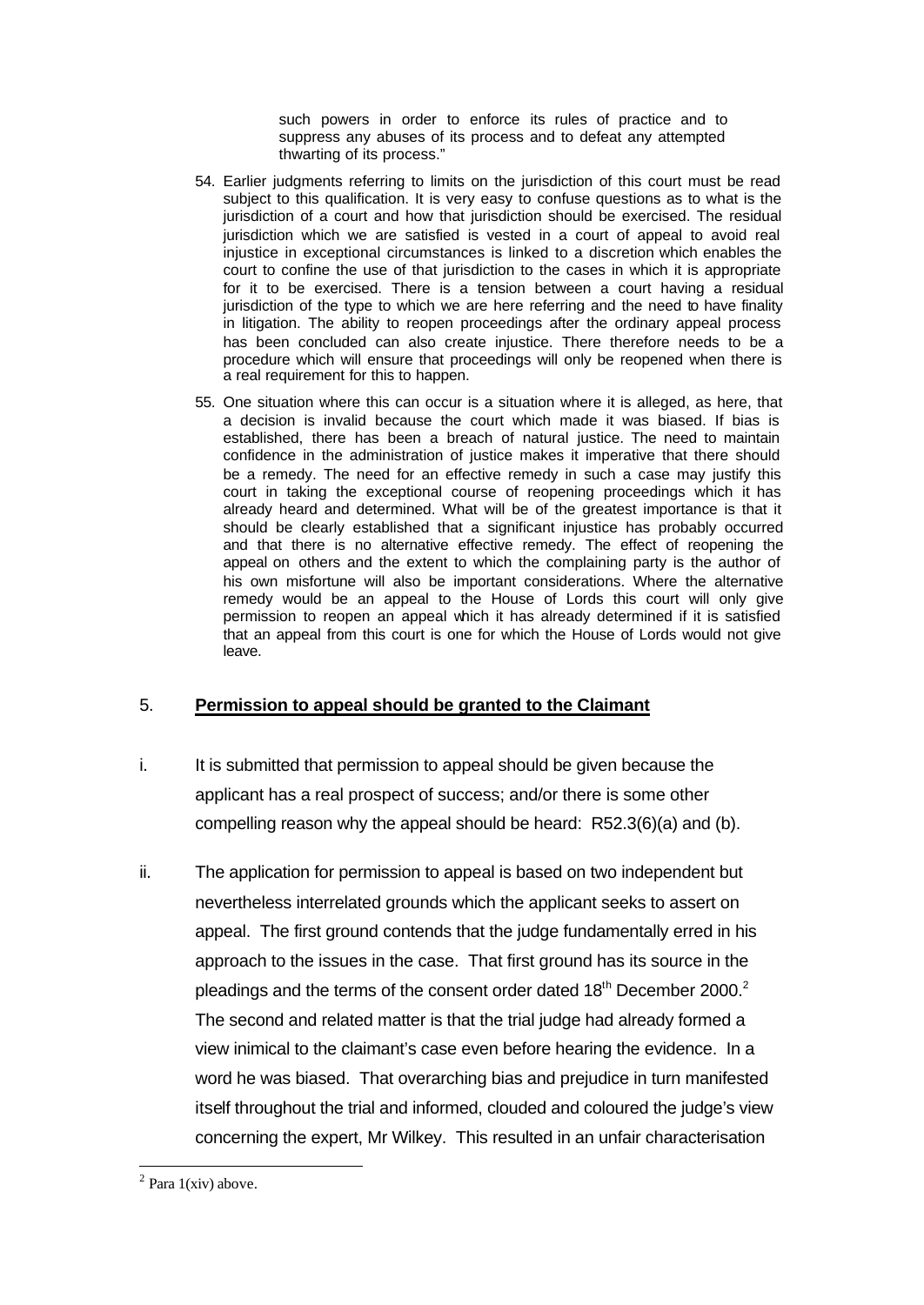> such powers in order to enforce its rules of practice and to suppress any abuses of its process and to defeat any attempted thwarting of its process."

54. Earlier judgments referring to limits on the jurisdiction of this court must be read subject to this qualification. It is very easy to confuse questions as to what is the jurisdiction of a court and how that jurisdiction should be exercised. The residual jurisdiction which we are satisfied is vested in a court of appeal to avoid real injustice in exceptional circumstances is linked to a discretion which enables the court to confine the use of that jurisdiction to the cases in which it is appropriate for it to be exercised. There is a tension between a court having a residual jurisdiction of the type to which we are here referring and the need to have finality in litigation. The ability to reopen proceedings after the ordinary appeal process has been concluded can also create injustice. There therefore needs to be a procedure which will ensure that proceedings will only be reopened when there is a real requirement for this to happen.

55. One situation where this can occur is a situation where it is alleged, as here, that a decision is invalid because the court which made it was biased. If bias is established, there has been a breach of natural justice. The need to maintain confidence in the administration of justice makes it imperative that there should be a remedy. The need for an effective remedy in such a case may justify this court in taking the exceptional course of reopening proceedings which it has already heard and determined. What will be of the greatest importance is that it should be clearly established that a significant injustice has probably occurred and that there is no alternative effective remedy. The effect of reopening the appeal on others and the extent to which the complaining party is the author of his own misfortune will also be important considerations. Where the alternative remedy would be an appeal to the House of Lords this court will only give permission to reopen an appeal which it has already determined if it is satisfied that an appeal from this court is one for which the House of Lords would not give leave.

## 5. **Permission to appeal should be granted to the Claimant**

i. It is submitted that permission to appeal should be given because the applicant has a real prospect of success; and/or there is some other compelling reason why the appeal should be heard: R52.3(6)(a) and (b).

ii. The application for permission to appeal is based on two independent but nevertheless interrelated grounds which the applicant seeks to assert on appeal. The first ground contends that the judge fundamentally erred in his approach to the issues in the case. That first ground has its source in the pleadings and the terms of the consent order dated 18th December 2000.[2] The second and related matter is that the trial judge had already formed a view inimical to the claimant's case even before hearing the evidence. In a word he was biased. That overarching bias and prejudice in turn manifested itself throughout the trial and informed, clouded and coloured the judge's view concerning the expert, Mr Wilkey. This resulted in an unfair characterisation

[2] Para 1(xiv) above.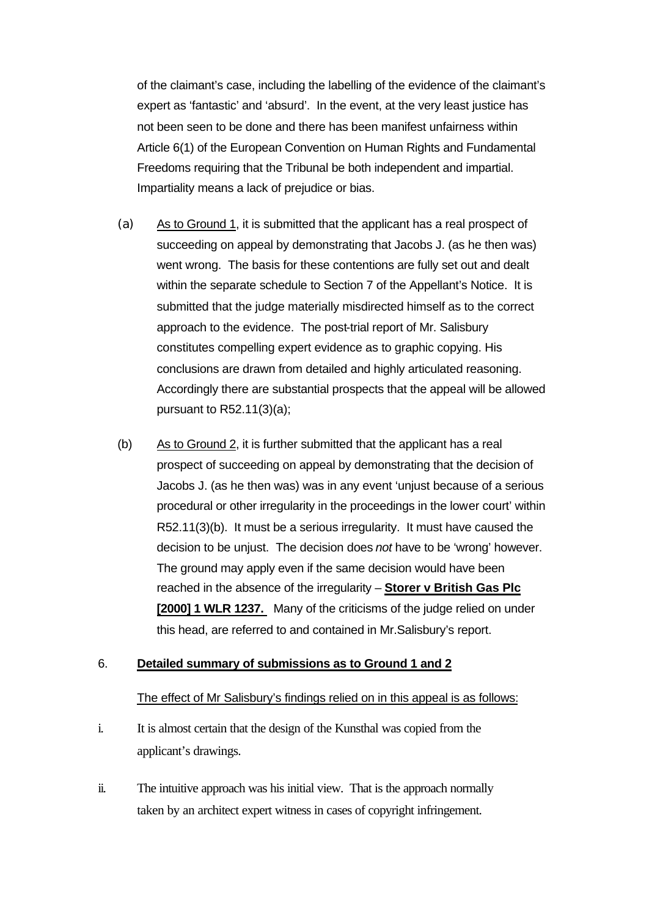of the claimant's case, including the labelling of the evidence of the claimant's expert as 'fantastic' and 'absurd'. In the event, at the very least justice has not been seen to be done and there has been manifest unfairness within Article 6(1) of the European Convention on Human Rights and Fundamental Freedoms requiring that the Tribunal be both independent and impartial. Impartiality means a lack of prejudice or bias.

(a) As to Ground 1, it is submitted that the applicant has a real prospect of succeeding on appeal by demonstrating that Jacobs J. (as he then was) went wrong. The basis for these contentions are fully set out and dealt within the separate schedule to Section 7 of the Appellant's Notice. It is submitted that the judge materially misdirected himself as to the correct approach to the evidence. The post-trial report of Mr. Salisbury constitutes compelling expert evidence as to graphic copying. His conclusions are drawn from detailed and highly articulated reasoning. Accordingly there are substantial prospects that the appeal will be allowed pursuant to R52.11(3)(a);

(b) As to Ground 2, it is further submitted that the applicant has a real prospect of succeeding on appeal by demonstrating that the decision of Jacobs J. (as he then was) was in any event 'unjust because of a serious procedural or other irregularity in the proceedings in the lower court' within R52.11(3)(b). It must be a serious irregularity. It must have caused the decision to be unjust. The decision does *not* have to be 'wrong' however. The ground may apply even if the same decision would have been reached in the absence of the irregularity – **Storer v British Gas Plc [2000] 1 WLR 1237.** Many of the criticisms of the judge relied on under this head, are referred to and contained in Mr.Salisbury's report.

6. **Detailed summary of submissions as to Ground 1 and 2**

The effect of Mr Salisbury's findings relied on in this appeal is as follows:

i. It is almost certain that the design of the Kunsthal was copied from the applicant's drawings.

ii. The intuitive approach was his initial view. That is the approach normally taken by an architect expert witness in cases of copyright infringement.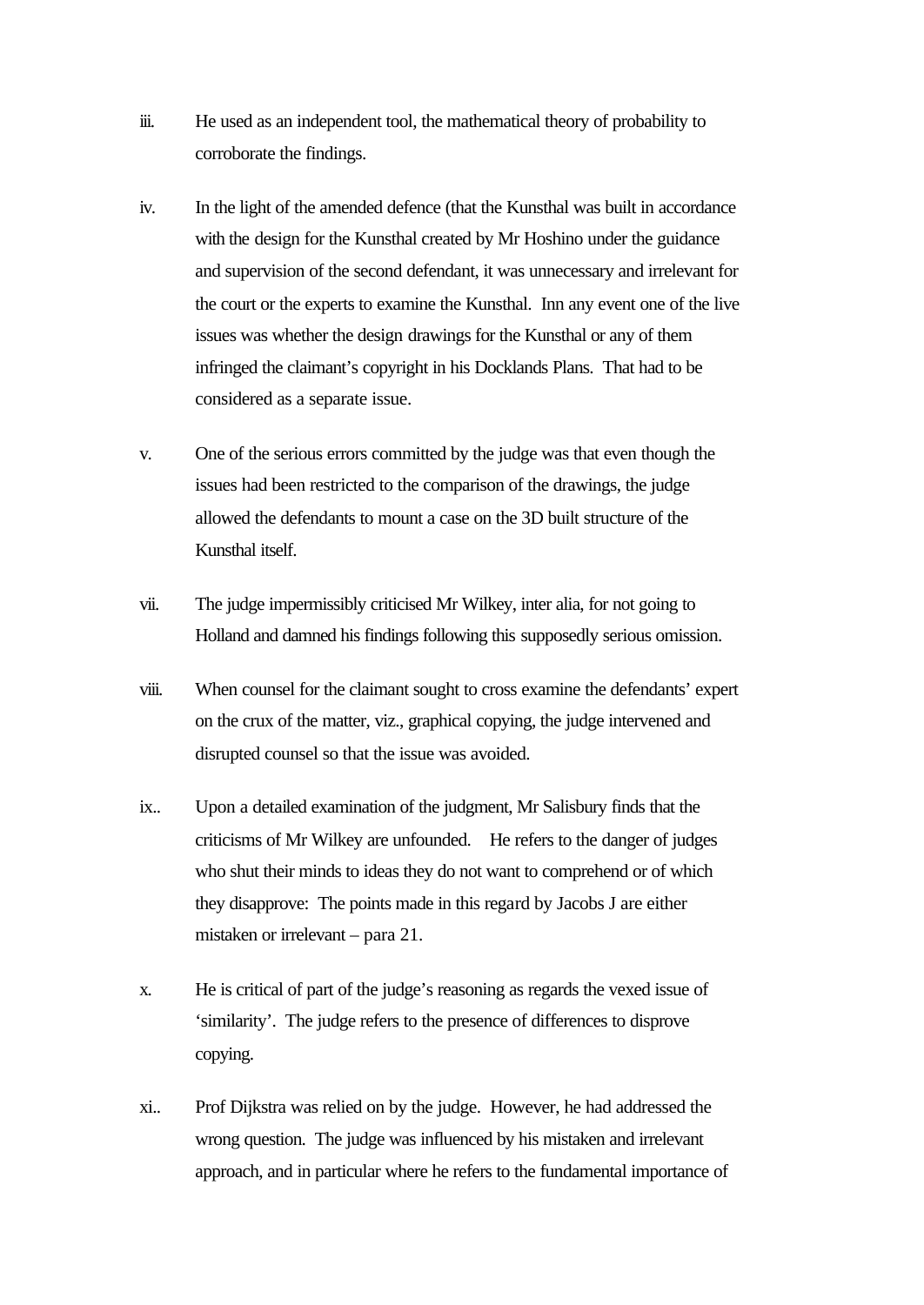iii. He used as an independent tool, the mathematical theory of probability to corroborate the findings.

iv. In the light of the amended defence (that the Kunsthal was built in accordance with the design for the Kunsthal created by Mr Hoshino under the guidance and supervision of the second defendant, it was unnecessary and irrelevant for the court or the experts to examine the Kunsthal. Inn any event one of the live issues was whether the design drawings for the Kunsthal or any of them infringed the claimant's copyright in his Docklands Plans. That had to be considered as a separate issue.

v. One of the serious errors committed by the judge was that even though the issues had been restricted to the comparison of the drawings, the judge allowed the defendants to mount a case on the 3D built structure of the Kunsthal itself.

vii. The judge impermissibly criticised Mr Wilkey, inter alia, for not going to Holland and damned his findings following this supposedly serious omission.

viii. When counsel for the claimant sought to cross examine the defendants' expert on the crux of the matter, viz., graphical copying, the judge intervened and disrupted counsel so that the issue was avoided.

ix.. Upon a detailed examination of the judgment, Mr Salisbury finds that the criticisms of Mr Wilkey are unfounded. He refers to the danger of judges who shut their minds to ideas they do not want to comprehend or of which they disapprove: The points made in this regard by Jacobs J are either mistaken or irrelevant – para 21.

x. He is critical of part of the judge's reasoning as regards the vexed issue of 'similarity'. The judge refers to the presence of differences to disprove copying.

xi.. Prof Dijkstra was relied on by the judge. However, he had addressed the wrong question. The judge was influenced by his mistaken and irrelevant approach, and in particular where he refers to the fundamental importance of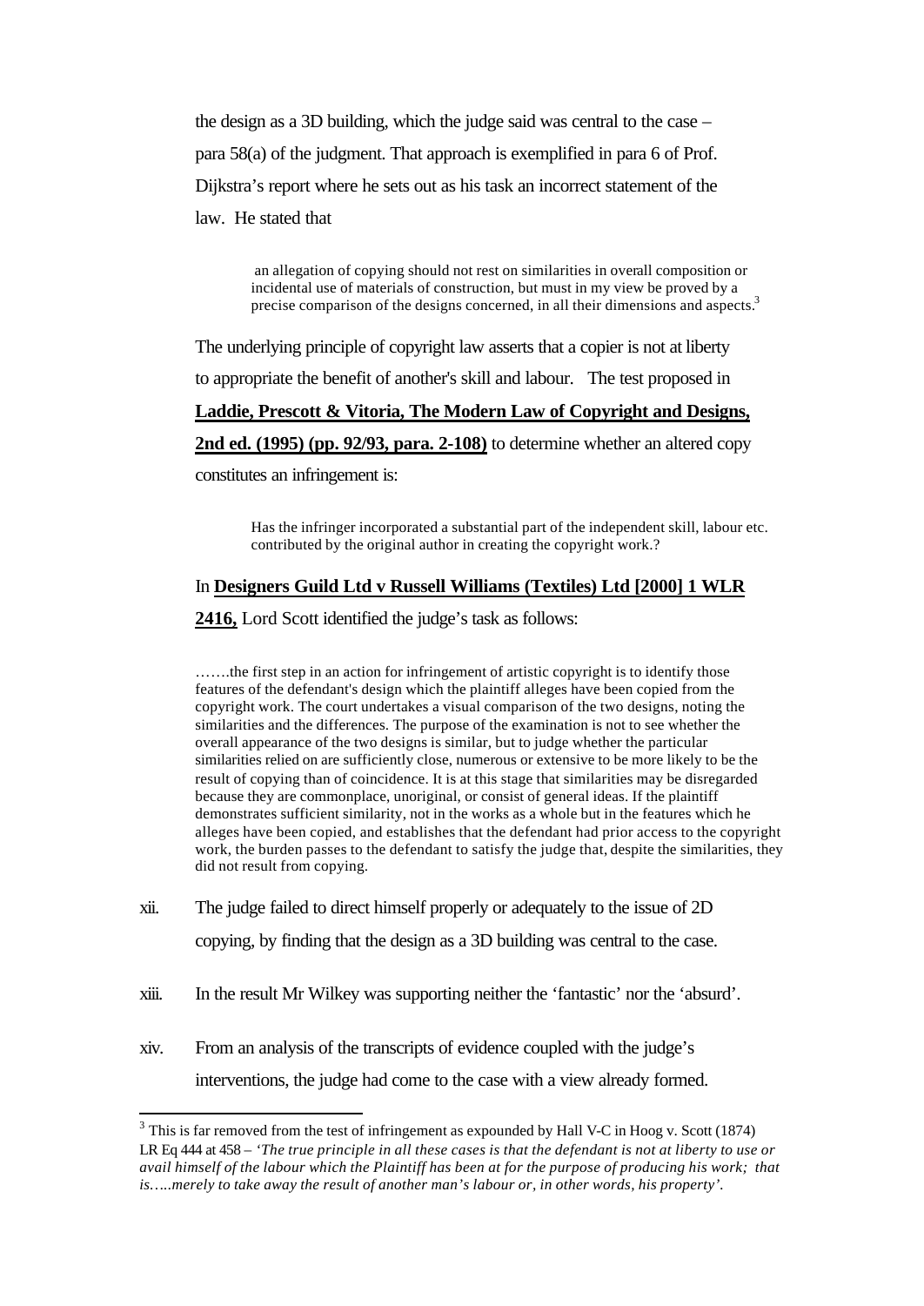the design as a 3D building, which the judge said was central to the case – para 58(a) of the judgment. That approach is exemplified in para 6 of Prof. Dijkstra's report where he sets out as his task an incorrect statement of the law. He stated that

> an allegation of copying should not rest on similarities in overall composition or incidental use of materials of construction, but must in my view be proved by a precise comparison of the designs concerned, in all their dimensions and aspects.[3]

The underlying principle of copyright law asserts that a copier is not at liberty to appropriate the benefit of another's skill and labour. The test proposed in **Laddie, Prescott & Vitoria, The Modern Law of Copyright and Designs, 2nd ed. (1995) (pp. 92/93, para. 2-108)** to determine whether an altered copy constitutes an infringement is:

> Has the infringer incorporated a substantial part of the independent skill, labour etc. contributed by the original author in creating the copyright work.?

In **Designers Guild Ltd v Russell Williams (Textiles) Ltd [2000] 1 WLR 2416,** Lord Scott identified the judge's task as follows:

> …….the first step in an action for infringement of artistic copyright is to identify those features of the defendant's design which the plaintiff alleges have been copied from the copyright work. The court undertakes a visual comparison of the two designs, noting the similarities and the differences. The purpose of the examination is not to see whether the overall appearance of the two designs is similar, but to judge whether the particular similarities relied on are sufficiently close, numerous or extensive to be more likely to be the result of copying than of coincidence. It is at this stage that similarities may be disregarded because they are commonplace, unoriginal, or consist of general ideas. If the plaintiff demonstrates sufficient similarity, not in the works as a whole but in the features which he alleges have been copied, and establishes that the defendant had prior access to the copyright work, the burden passes to the defendant to satisfy the judge that, despite the similarities, they did not result from copying.

xii. The judge failed to direct himself properly or adequately to the issue of 2D copying, by finding that the design as a 3D building was central to the case.

xiii. In the result Mr Wilkey was supporting neither the 'fantastic' nor the 'absurd'.

xiv. From an analysis of the transcripts of evidence coupled with the judge's interventions, the judge had come to the case with a view already formed.

---

[3] This is far removed from the test of infringement as expounded by Hall V-C in Hoog v. Scott (1874) LR Eq 444 at 458 – *'The true principle in all these cases is that the defendant is not at liberty to use or avail himself of the labour which the Plaintiff has been at for the purpose of producing his work; that is…..merely to take away the result of another man's labour or, in other words, his property'.*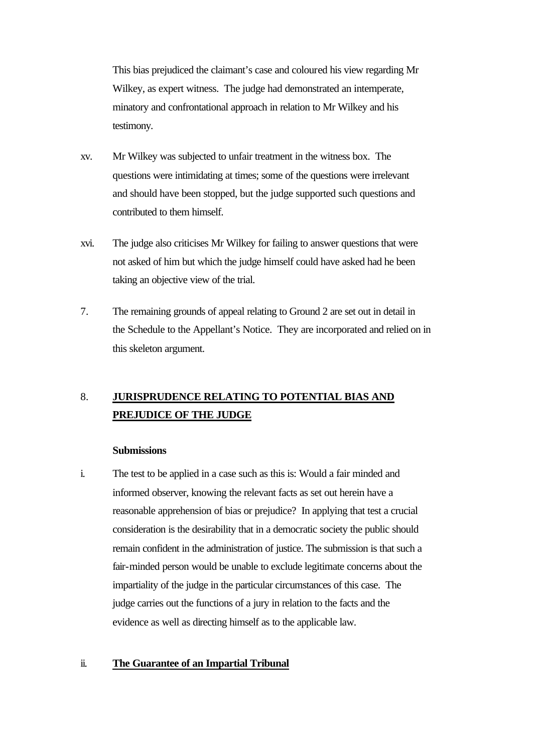This bias prejudiced the claimant's case and coloured his view regarding Mr Wilkey, as expert witness. The judge had demonstrated an intemperate, minatory and confrontational approach in relation to Mr Wilkey and his testimony.

xv. Mr Wilkey was subjected to unfair treatment in the witness box. The questions were intimidating at times; some of the questions were irrelevant and should have been stopped, but the judge supported such questions and contributed to them himself.

xvi. The judge also criticises Mr Wilkey for failing to answer questions that were not asked of him but which the judge himself could have asked had he been taking an objective view of the trial.

7. The remaining grounds of appeal relating to Ground 2 are set out in detail in the Schedule to the Appellant's Notice. They are incorporated and relied on in this skeleton argument.

8. **JURISPRUDENCE RELATING TO POTENTIAL BIAS AND PREJUDICE OF THE JUDGE**

**Submissions**

i. The test to be applied in a case such as this is: Would a fair minded and informed observer, knowing the relevant facts as set out herein have a reasonable apprehension of bias or prejudice? In applying that test a crucial consideration is the desirability that in a democratic society the public should remain confident in the administration of justice. The submission is that such a fair-minded person would be unable to exclude legitimate concerns about the impartiality of the judge in the particular circumstances of this case. The judge carries out the functions of a jury in relation to the facts and the evidence as well as directing himself as to the applicable law.

ii. **The Guarantee of an Impartial Tribunal**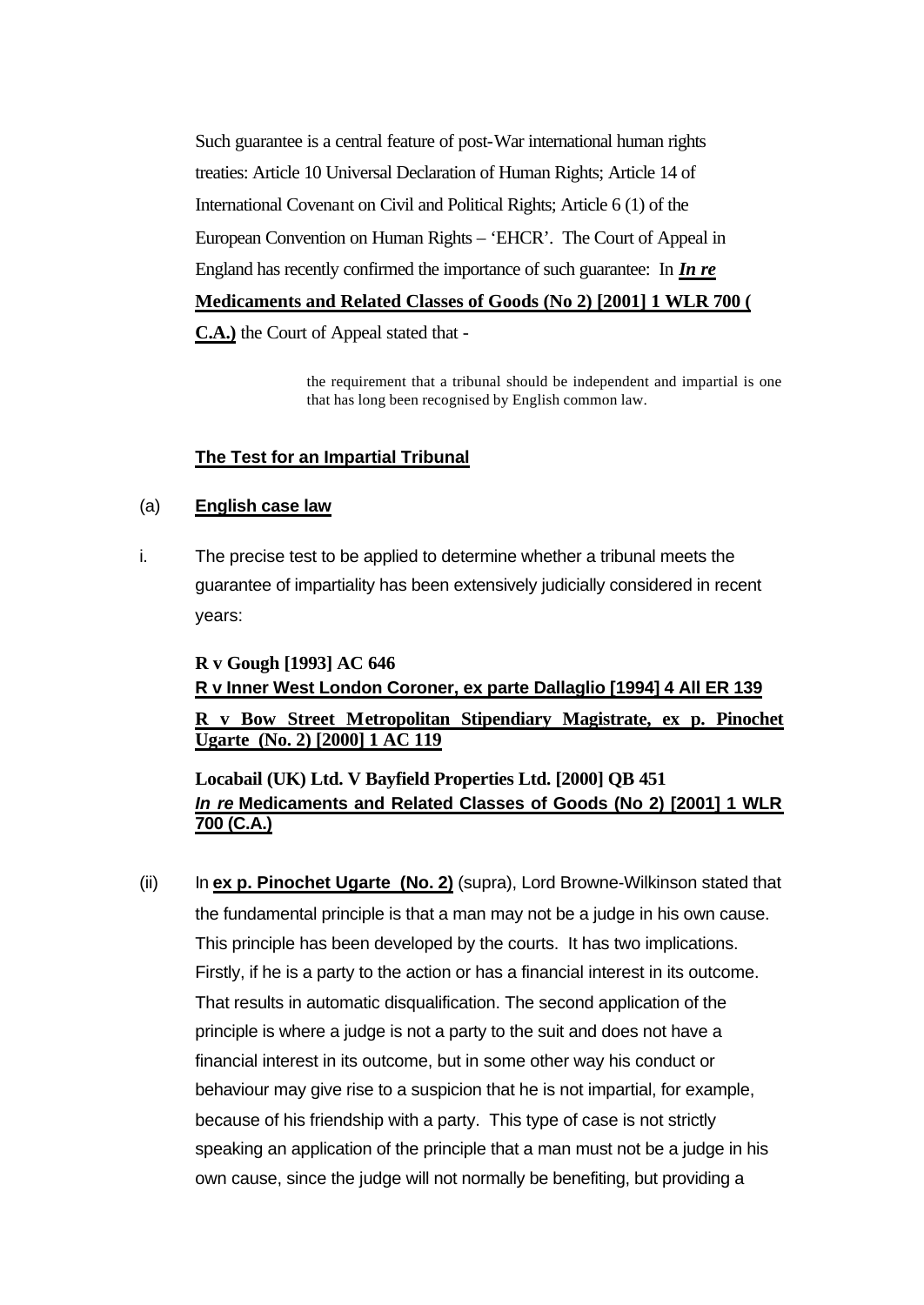Such guarantee is a central feature of post-War international human rights treaties: Article 10 Universal Declaration of Human Rights; Article 14 of International Covenant on Civil and Political Rights; Article 6 (1) of the European Convention on Human Rights – 'EHCR'. The Court of Appeal in England has recently confirmed the importance of such guarantee: In ***In re* Medicaments and Related Classes of Goods (No 2) [2001] 1 WLR 700 (C.A.)** the Court of Appeal stated that -

> the requirement that a tribunal should be independent and impartial is one that has long been recognised by English common law.

**The Test for an Impartial Tribunal**

(a) **English case law**

i. The precise test to be applied to determine whether a tribunal meets the guarantee of impartiality has been extensively judicially considered in recent years:

**R v Gough [1993] AC 646**
**R v Inner West London Coroner, ex parte Dallaglio [1994] 4 All ER 139**
**R v Bow Street Metropolitan Stipendiary Magistrate, ex p. Pinochet Ugarte (No. 2) [2000] 1 AC 119**

**Locabail (UK) Ltd. V Bayfield Properties Ltd. [2000] QB 451**
***In re* Medicaments and Related Classes of Goods (No 2) [2001] 1 WLR 700 (C.A.)**

(ii) In **ex p. Pinochet Ugarte (No. 2)** (supra), Lord Browne-Wilkinson stated that the fundamental principle is that a man may not be a judge in his own cause. This principle has been developed by the courts. It has two implications. Firstly, if he is a party to the action or has a financial interest in its outcome. That results in automatic disqualification. The second application of the principle is where a judge is not a party to the suit and does not have a financial interest in its outcome, but in some other way his conduct or behaviour may give rise to a suspicion that he is not impartial, for example, because of his friendship with a party. This type of case is not strictly speaking an application of the principle that a man must not be a judge in his own cause, since the judge will not normally be benefiting, but providing a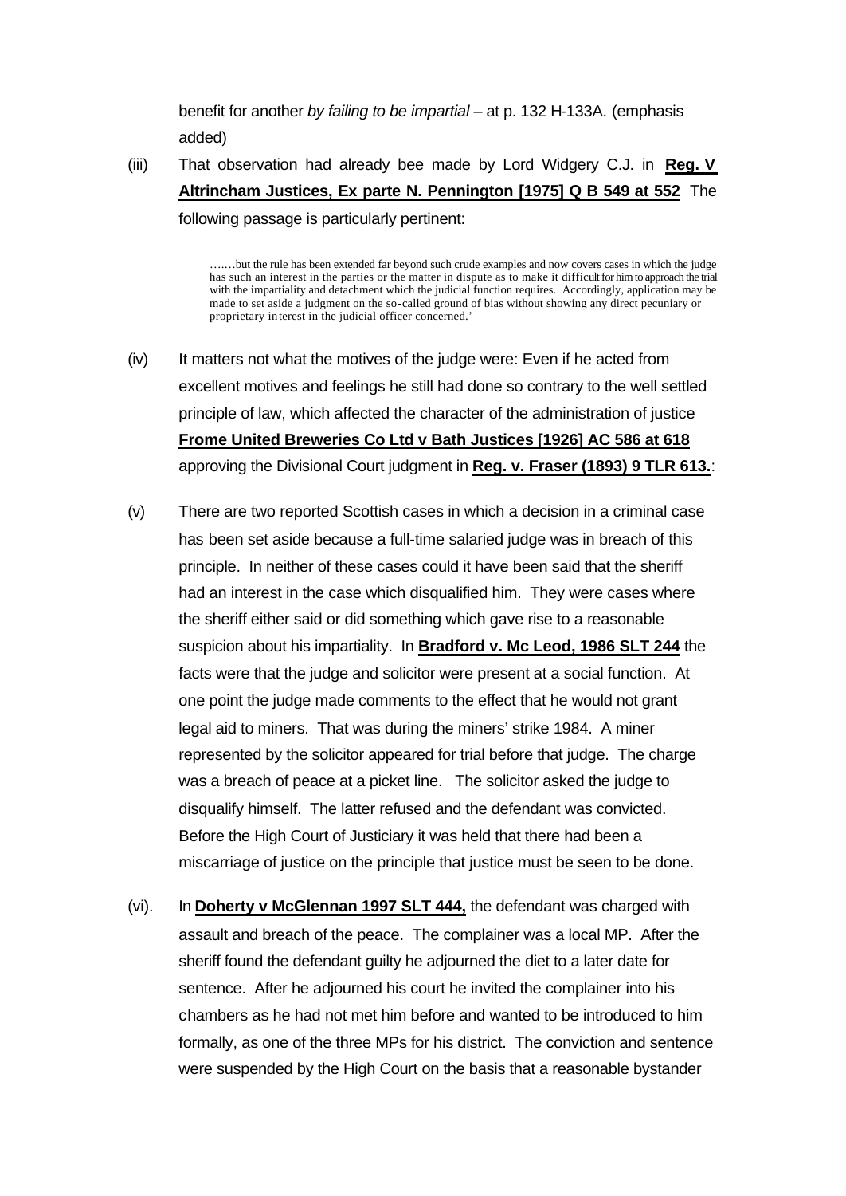benefit for another *by failing to be impartial* – at p. 132 H-133A. (emphasis added)

(iii) That observation had already bee made by Lord Widgery C.J. in **Reg. V Altrincham Justices, Ex parte N. Pennington [1975] Q B 549 at 552** The following passage is particularly pertinent:

> …..…but the rule has been extended far beyond such crude examples and now covers cases in which the judge has such an interest in the parties or the matter in dispute as to make it difficult for him to approach the trial with the impartiality and detachment which the judicial function requires. Accordingly, application may be made to set aside a judgment on the so-called ground of bias without showing any direct pecuniary or proprietary interest in the judicial officer concerned.'

(iv) It matters not what the motives of the judge were: Even if he acted from excellent motives and feelings he still had done so contrary to the well settled principle of law, which affected the character of the administration of justice **Frome United Breweries Co Ltd v Bath Justices [1926] AC 586 at 618** approving the Divisional Court judgment in **Reg. v. Fraser (1893) 9 TLR 613.**:

(v) There are two reported Scottish cases in which a decision in a criminal case has been set aside because a full-time salaried judge was in breach of this principle. In neither of these cases could it have been said that the sheriff had an interest in the case which disqualified him. They were cases where the sheriff either said or did something which gave rise to a reasonable suspicion about his impartiality. In **Bradford v. Mc Leod, 1986 SLT 244** the facts were that the judge and solicitor were present at a social function. At one point the judge made comments to the effect that he would not grant legal aid to miners. That was during the miners' strike 1984. A miner represented by the solicitor appeared for trial before that judge. The charge was a breach of peace at a picket line. The solicitor asked the judge to disqualify himself. The latter refused and the defendant was convicted. Before the High Court of Justiciary it was held that there had been a miscarriage of justice on the principle that justice must be seen to be done.

(vi). In **Doherty v McGlennan 1997 SLT 444,** the defendant was charged with assault and breach of the peace. The complainer was a local MP. After the sheriff found the defendant guilty he adjourned the diet to a later date for sentence. After he adjourned his court he invited the complainer into his chambers as he had not met him before and wanted to be introduced to him formally, as one of the three MPs for his district. The conviction and sentence were suspended by the High Court on the basis that a reasonable bystander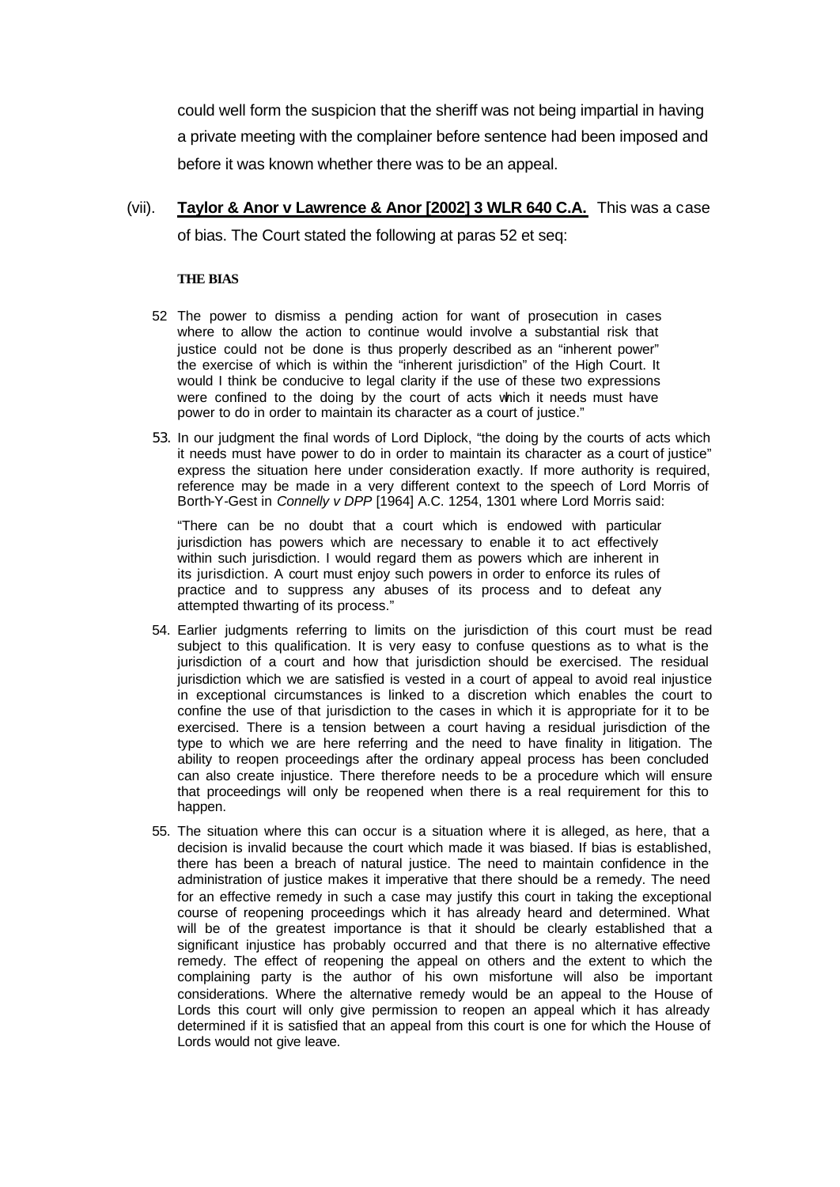could well form the suspicion that the sheriff was not being impartial in having a private meeting with the complainer before sentence had been imposed and before it was known whether there was to be an appeal.

(vii). **Taylor & Anor v Lawrence & Anor [2002] 3 WLR 640 C.A.** This was a case of bias. The Court stated the following at paras 52 et seq:

**THE BIAS**

> 52 The power to dismiss a pending action for want of prosecution in cases where to allow the action to continue would involve a substantial risk that justice could not be done is thus properly described as an "inherent power" the exercise of which is within the "inherent jurisdiction" of the High Court. It would I think be conducive to legal clarity if the use of these two expressions were confined to the doing by the court of acts which it needs must have power to do in order to maintain its character as a court of justice."
>
> 53. In our judgment the final words of Lord Diplock, "the doing by the courts of acts which it needs must have power to do in order to maintain its character as a court of justice" express the situation here under consideration exactly. If more authority is required, reference may be made in a very different context to the speech of Lord Morris of Borth-Y-Gest in *Connelly v DPP* [1964] A.C. 1254, 1301 where Lord Morris said:
>
> "There can be no doubt that a court which is endowed with particular jurisdiction has powers which are necessary to enable it to act effectively within such jurisdiction. I would regard them as powers which are inherent in its jurisdiction. A court must enjoy such powers in order to enforce its rules of practice and to suppress any abuses of its process and to defeat any attempted thwarting of its process."
>
> 54. Earlier judgments referring to limits on the jurisdiction of this court must be read subject to this qualification. It is very easy to confuse questions as to what is the jurisdiction of a court and how that jurisdiction should be exercised. The residual jurisdiction which we are satisfied is vested in a court of appeal to avoid real injustice in exceptional circumstances is linked to a discretion which enables the court to confine the use of that jurisdiction to the cases in which it is appropriate for it to be exercised. There is a tension between a court having a residual jurisdiction of the type to which we are here referring and the need to have finality in litigation. The ability to reopen proceedings after the ordinary appeal process has been concluded can also create injustice. There therefore needs to be a procedure which will ensure that proceedings will only be reopened when there is a real requirement for this to happen.
>
> 55. The situation where this can occur is a situation where it is alleged, as here, that a decision is invalid because the court which made it was biased. If bias is established, there has been a breach of natural justice. The need to maintain confidence in the administration of justice makes it imperative that there should be a remedy. The need for an effective remedy in such a case may justify this court in taking the exceptional course of reopening proceedings which it has already heard and determined. What will be of the greatest importance is that it should be clearly established that a significant injustice has probably occurred and that there is no alternative effective remedy. The effect of reopening the appeal on others and the extent to which the complaining party is the author of his own misfortune will also be important considerations. Where the alternative remedy would be an appeal to the House of Lords this court will only give permission to reopen an appeal which it has already determined if it is satisfied that an appeal from this court is one for which the House of Lords would not give leave.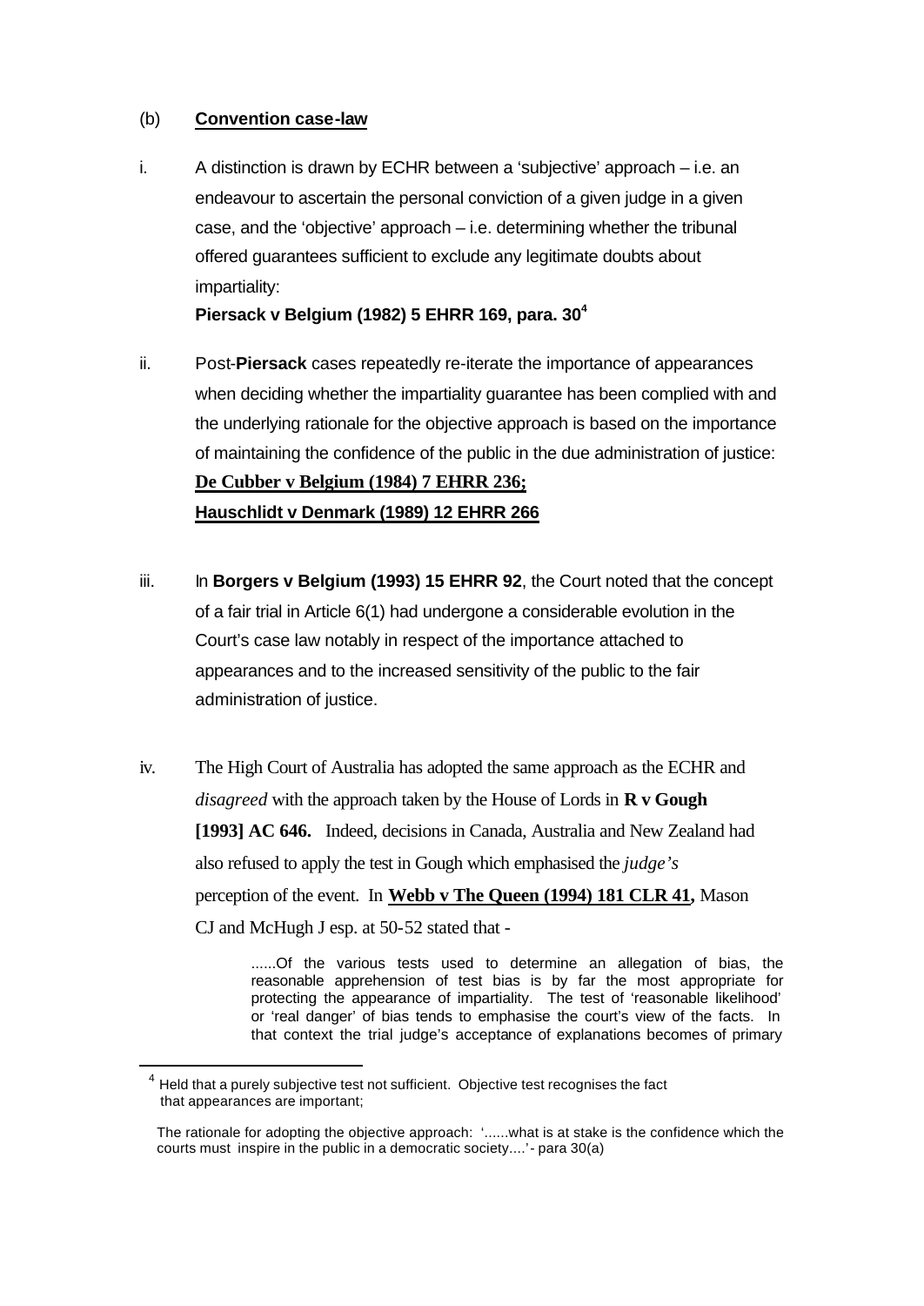(b) **Convention case-law**

i. A distinction is drawn by ECHR between a 'subjective' approach – i.e. an endeavour to ascertain the personal conviction of a given judge in a given case, and the 'objective' approach – i.e. determining whether the tribunal offered guarantees sufficient to exclude any legitimate doubts about impartiality:
**Piersack v Belgium (1982) 5 EHRR 169, para. 30**[4]

ii. Post-**Piersack** cases repeatedly re-iterate the importance of appearances when deciding whether the impartiality guarantee has been complied with and the underlying rationale for the objective approach is based on the importance of maintaining the confidence of the public in the due administration of justice:
**De Cubber v Belgium (1984) 7 EHRR 236;**
**Hauschlidt v Denmark (1989) 12 EHRR 266**

iii. In **Borgers v Belgium (1993) 15 EHRR 92**, the Court noted that the concept of a fair trial in Article 6(1) had undergone a considerable evolution in the Court's case law notably in respect of the importance attached to appearances and to the increased sensitivity of the public to the fair administration of justice.

iv. The High Court of Australia has adopted the same approach as the ECHR and *disagreed* with the approach taken by the House of Lords in **R v Gough [1993] AC 646.** Indeed, decisions in Canada, Australia and New Zealand had also refused to apply the test in Gough which emphasised the *judge's* perception of the event. In **Webb v The Queen (1994) 181 CLR 41,** Mason CJ and McHugh J esp. at 50-52 stated that -

> ......Of the various tests used to determine an allegation of bias, the reasonable apprehension of test bias is by far the most appropriate for protecting the appearance of impartiality. The test of 'reasonable likelihood' or 'real danger' of bias tends to emphasise the court's view of the facts. In that context the trial judge's acceptance of explanations becomes of primary

---

[4] Held that a purely subjective test not sufficient. Objective test recognises the fact that appearances are important;

The rationale for adopting the objective approach: '......what is at stake is the confidence which the courts must inspire in the public in a democratic society....' - para 30(a)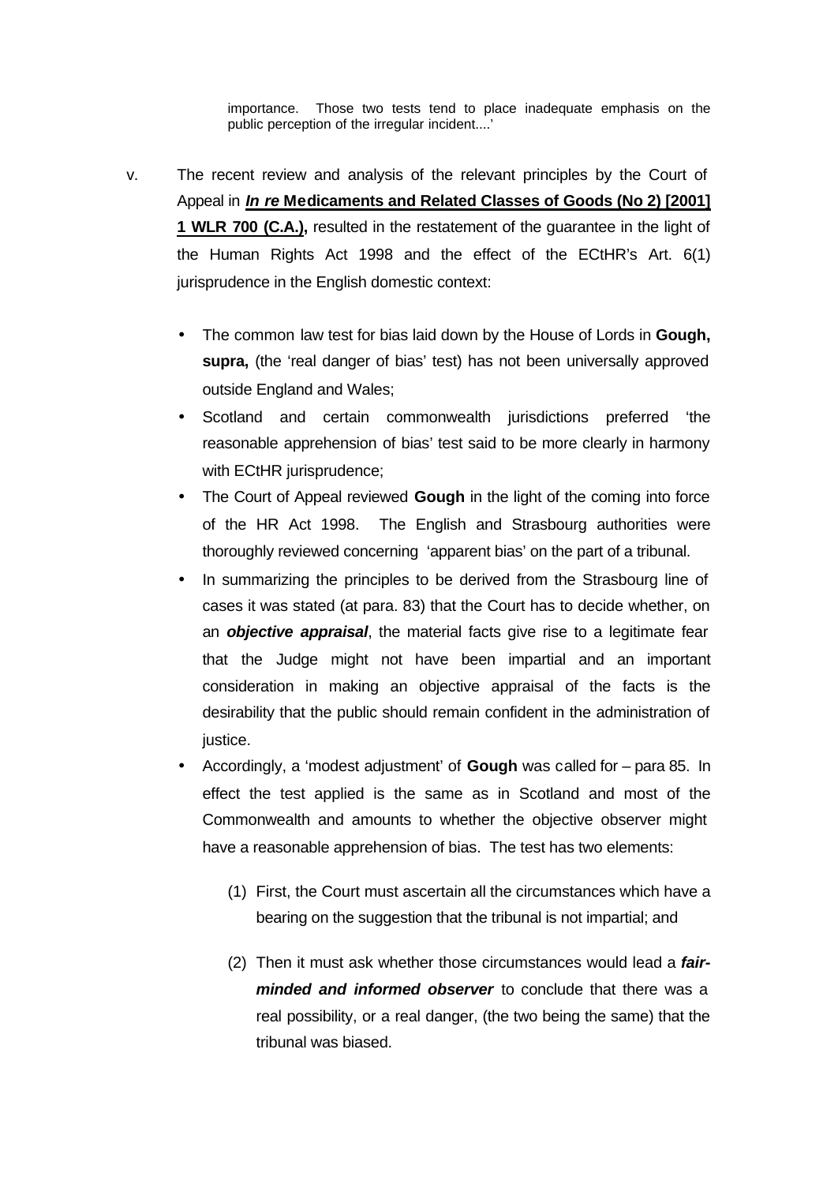> importance. Those two tests tend to place inadequate emphasis on the public perception of the irregular incident....'

v. The recent review and analysis of the relevant principles by the Court of Appeal in ***In re* Medicaments and Related Classes of Goods (No 2) [2001] 1 WLR 700 (C.A.),** resulted in the restatement of the guarantee in the light of the Human Rights Act 1998 and the effect of the ECtHR's Art. 6(1) jurisprudence in the English domestic context:

- The common law test for bias laid down by the House of Lords in **Gough, supra,** (the 'real danger of bias' test) has not been universally approved outside England and Wales;
- Scotland and certain commonwealth jurisdictions preferred 'the reasonable apprehension of bias' test said to be more clearly in harmony with ECtHR jurisprudence;
- The Court of Appeal reviewed **Gough** in the light of the coming into force of the HR Act 1998. The English and Strasbourg authorities were thoroughly reviewed concerning 'apparent bias' on the part of a tribunal.
- In summarizing the principles to be derived from the Strasbourg line of cases it was stated (at para. 83) that the Court has to decide whether, on an ***objective appraisal***, the material facts give rise to a legitimate fear that the Judge might not have been impartial and an important consideration in making an objective appraisal of the facts is the desirability that the public should remain confident in the administration of justice.
- Accordingly, a 'modest adjustment' of **Gough** was called for – para 85. In effect the test applied is the same as in Scotland and most of the Commonwealth and amounts to whether the objective observer might have a reasonable apprehension of bias. The test has two elements:

    (1) First, the Court must ascertain all the circumstances which have a bearing on the suggestion that the tribunal is not impartial; and

    (2) Then it must ask whether those circumstances would lead a ***fair-minded and informed observer*** to conclude that there was a real possibility, or a real danger, (the two being the same) that the tribunal was biased.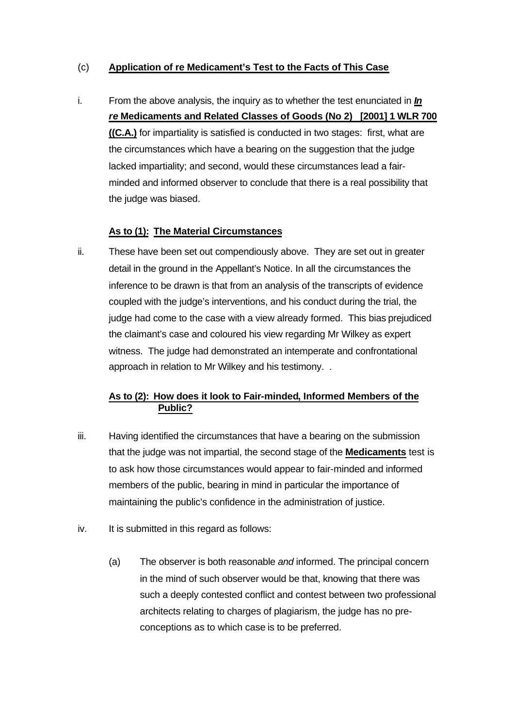(c) **Application of re Medicament's Test to the Facts of This Case**

i. From the above analysis, the inquiry as to whether the test enunciated in ***In re* Medicaments and Related Classes of Goods (No 2) [2001] 1 WLR 700 ((C.A.)** for impartiality is satisfied is conducted in two stages: first, what are the circumstances which have a bearing on the suggestion that the judge lacked impartiality; and second, would these circumstances lead a fair-minded and informed observer to conclude that there is a real possibility that the judge was biased.

**As to (1): The Material Circumstances**

ii. These have been set out compendiously above. They are set out in greater detail in the ground in the Appellant's Notice. In all the circumstances the inference to be drawn is that from an analysis of the transcripts of evidence coupled with the judge's interventions, and his conduct during the trial, the judge had come to the case with a view already formed. This bias prejudiced the claimant's case and coloured his view regarding Mr Wilkey as expert witness. The judge had demonstrated an intemperate and confrontational approach in relation to Mr Wilkey and his testimony. .

**As to (2): How does it look to Fair-minded, Informed Members of the Public?**

iii. Having identified the circumstances that have a bearing on the submission that the judge was not impartial, the second stage of the **Medicaments** test is to ask how those circumstances would appear to fair-minded and informed members of the public, bearing in mind in particular the importance of maintaining the public's confidence in the administration of justice.

iv. It is submitted in this regard as follows:

(a) The observer is both reasonable *and* informed. The principal concern in the mind of such observer would be that, knowing that there was such a deeply contested conflict and contest between two professional architects relating to charges of plagiarism, the judge has no pre-conceptions as to which case is to be preferred.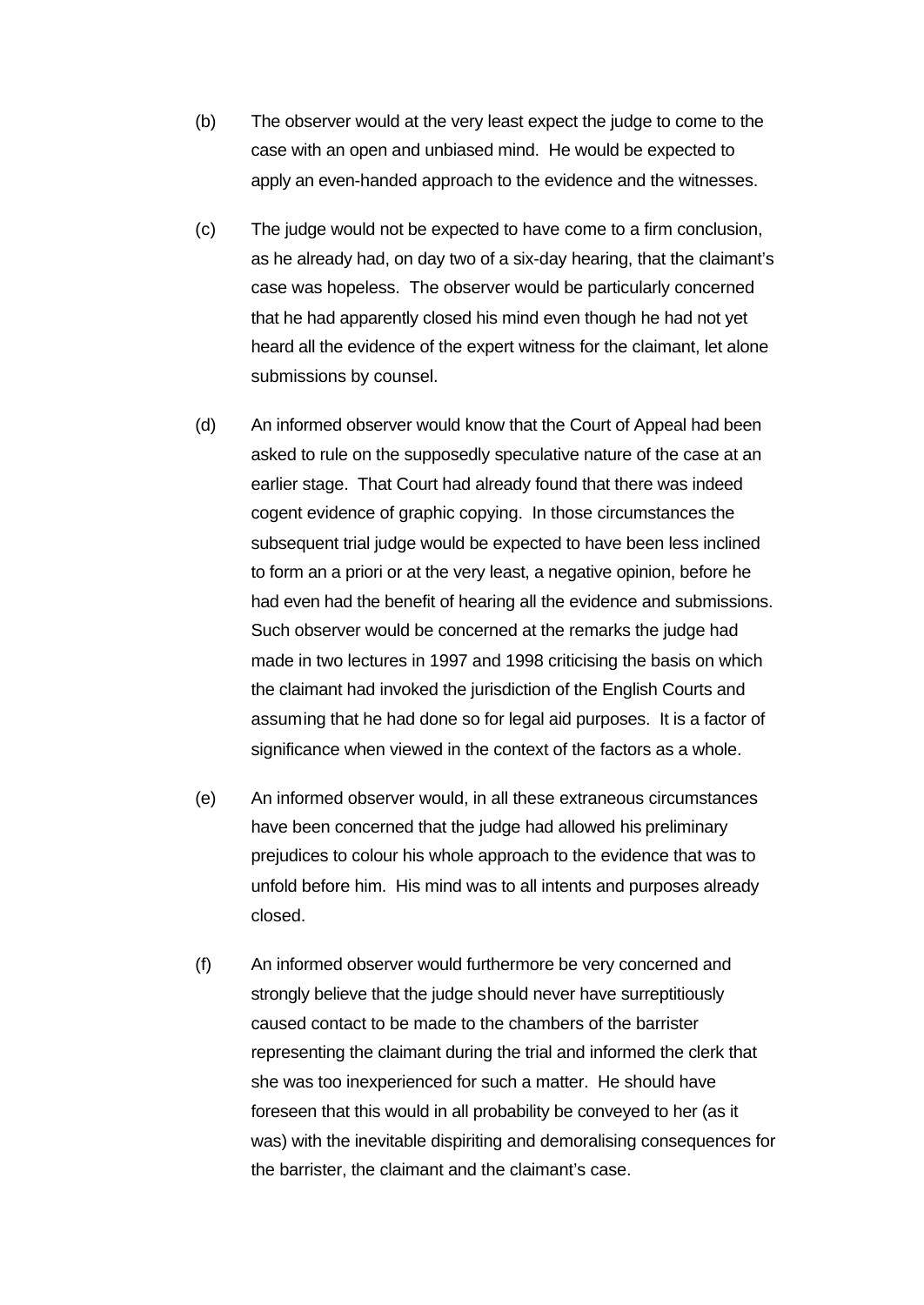(b) The observer would at the very least expect the judge to come to the case with an open and unbiased mind. He would be expected to apply an even-handed approach to the evidence and the witnesses.

(c) The judge would not be expected to have come to a firm conclusion, as he already had, on day two of a six-day hearing, that the claimant's case was hopeless. The observer would be particularly concerned that he had apparently closed his mind even though he had not yet heard all the evidence of the expert witness for the claimant, let alone submissions by counsel.

(d) An informed observer would know that the Court of Appeal had been asked to rule on the supposedly speculative nature of the case at an earlier stage. That Court had already found that there was indeed cogent evidence of graphic copying. In those circumstances the subsequent trial judge would be expected to have been less inclined to form an a priori or at the very least, a negative opinion, before he had even had the benefit of hearing all the evidence and submissions. Such observer would be concerned at the remarks the judge had made in two lectures in 1997 and 1998 criticising the basis on which the claimant had invoked the jurisdiction of the English Courts and assuming that he had done so for legal aid purposes. It is a factor of significance when viewed in the context of the factors as a whole.

(e) An informed observer would, in all these extraneous circumstances have been concerned that the judge had allowed his preliminary prejudices to colour his whole approach to the evidence that was to unfold before him. His mind was to all intents and purposes already closed.

(f) An informed observer would furthermore be very concerned and strongly believe that the judge should never have surreptitiously caused contact to be made to the chambers of the barrister representing the claimant during the trial and informed the clerk that she was too inexperienced for such a matter. He should have foreseen that this would in all probability be conveyed to her (as it was) with the inevitable dispiriting and demoralising consequences for the barrister, the claimant and the claimant's case.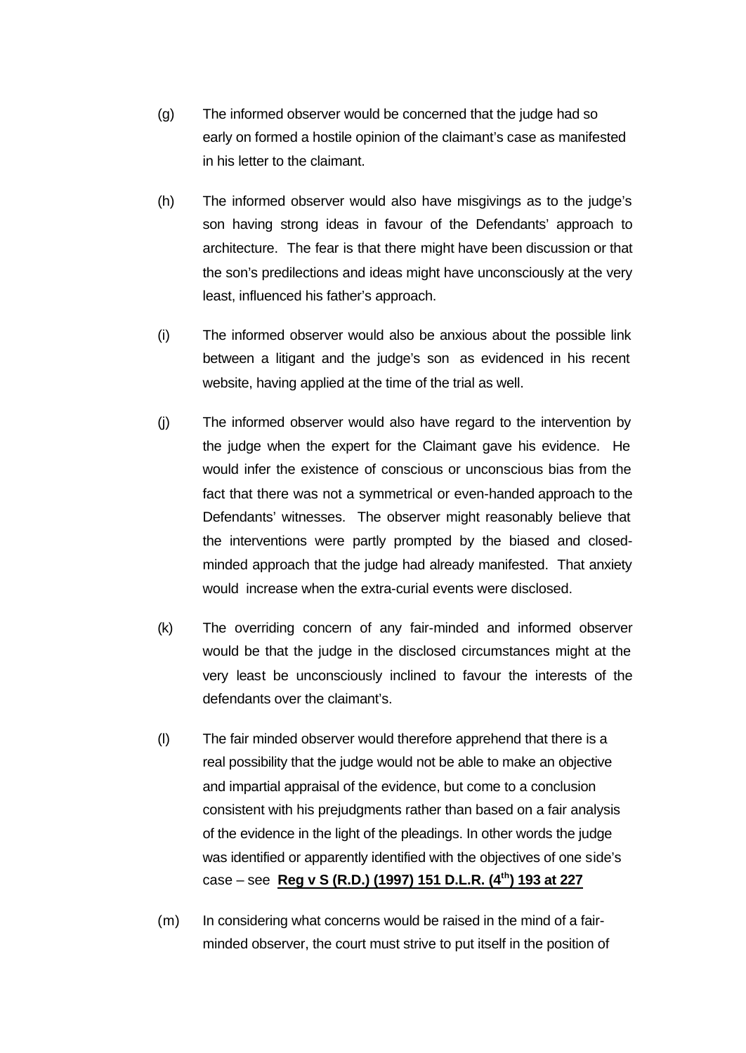(g) The informed observer would be concerned that the judge had so early on formed a hostile opinion of the claimant's case as manifested in his letter to the claimant.

(h) The informed observer would also have misgivings as to the judge's son having strong ideas in favour of the Defendants' approach to architecture. The fear is that there might have been discussion or that the son's predilections and ideas might have unconsciously at the very least, influenced his father's approach.

(i) The informed observer would also be anxious about the possible link between a litigant and the judge's son as evidenced in his recent website, having applied at the time of the trial as well.

(j) The informed observer would also have regard to the intervention by the judge when the expert for the Claimant gave his evidence. He would infer the existence of conscious or unconscious bias from the fact that there was not a symmetrical or even-handed approach to the Defendants' witnesses. The observer might reasonably believe that the interventions were partly prompted by the biased and closed-minded approach that the judge had already manifested. That anxiety would increase when the extra-curial events were disclosed.

(k) The overriding concern of any fair-minded and informed observer would be that the judge in the disclosed circumstances might at the very least be unconsciously inclined to favour the interests of the defendants over the claimant's.

(l) The fair minded observer would therefore apprehend that there is a real possibility that the judge would not be able to make an objective and impartial appraisal of the evidence, but come to a conclusion consistent with his prejudgments rather than based on a fair analysis of the evidence in the light of the pleadings. In other words the judge was identified or apparently identified with the objectives of one side's case – see **Reg v S (R.D.) (1997) 151 D.L.R. (4th) 193 at 227**

(m) In considering what concerns would be raised in the mind of a fair-minded observer, the court must strive to put itself in the position of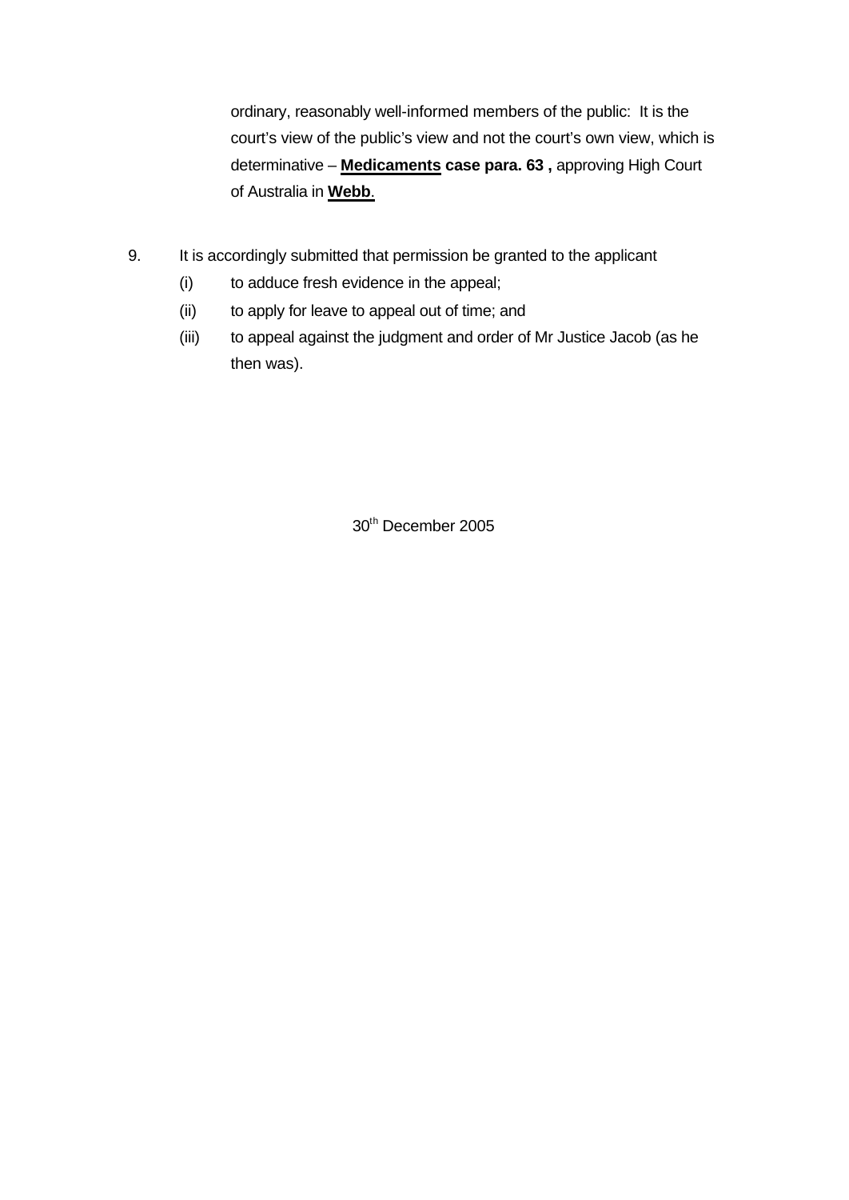ordinary, reasonably well-informed members of the public: It is the court's view of the public's view and not the court's own view, which is determinative – **Medicaments case para. 63 ,** approving High Court of Australia in **Webb**.

9. It is accordingly submitted that permission be granted to the applicant
   - (i) to adduce fresh evidence in the appeal;
   - (ii) to apply for leave to appeal out of time; and
   - (iii) to appeal against the judgment and order of Mr Justice Jacob (as he then was).

30th December 2005